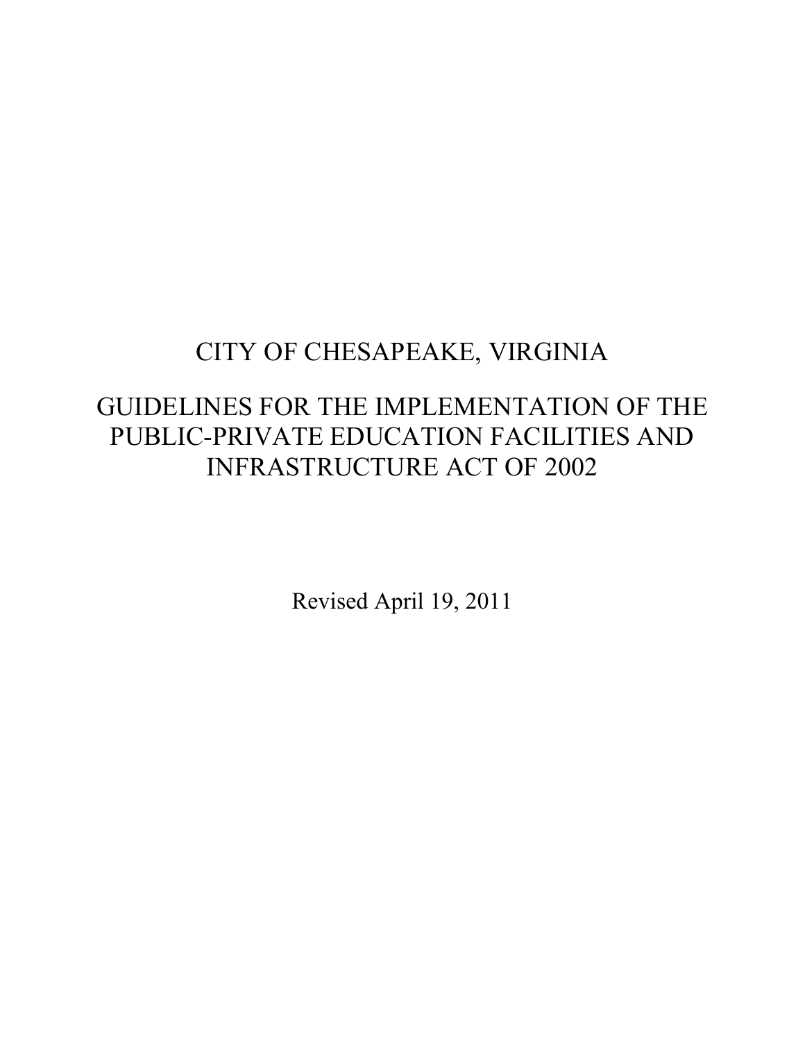# CITY OF CHESAPEAKE, VIRGINIA

## GUIDELINES FOR THE IMPLEMENTATION OF THE PUBLIC-PRIVATE EDUCATION FACILITIES AND INFRASTRUCTURE ACT OF 2002

Revised April 19, 2011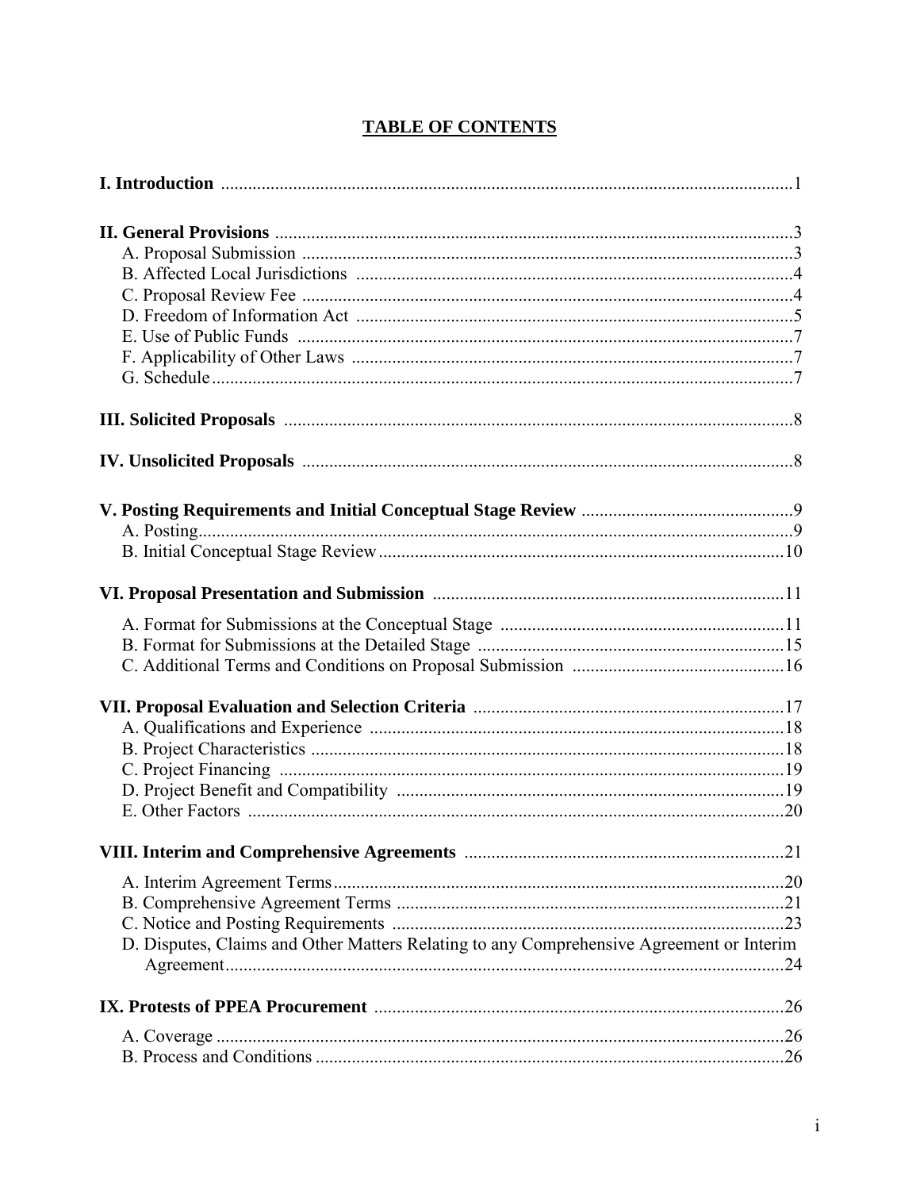## TABLE OF CONTENTS

**I. Introduction** ...1

**II. General Provisions** ...3
- A. Proposal Submission ...3
- B. Affected Local Jurisdictions ...4
- C. Proposal Review Fee ...4
- D. Freedom of Information Act ...5
- E. Use of Public Funds ...7
- F. Applicability of Other Laws ...7
- G. Schedule ...7

**III. Solicited Proposals** ...8

**IV. Unsolicited Proposals** ...8

**V. Posting Requirements and Initial Conceptual Stage Review** ...9
- A. Posting ...9
- B. Initial Conceptual Stage Review ...10

**VI. Proposal Presentation and Submission** ...11
- A. Format for Submissions at the Conceptual Stage ...11
- B. Format for Submissions at the Detailed Stage ...15
- C. Additional Terms and Conditions on Proposal Submission ...16

**VII. Proposal Evaluation and Selection Criteria** ...17
- A. Qualifications and Experience ...18
- B. Project Characteristics ...18
- C. Project Financing ...19
- D. Project Benefit and Compatibility ...19
- E. Other Factors ...20

**VIII. Interim and Comprehensive Agreements** ...21
- A. Interim Agreement Terms ...20
- B. Comprehensive Agreement Terms ...21
- C. Notice and Posting Requirements ...23
- D. Disputes, Claims and Other Matters Relating to any Comprehensive Agreement or Interim Agreement ...24

**IX. Protests of PPEA Procurement** ...26
- A. Coverage ...26
- B. Process and Conditions ...26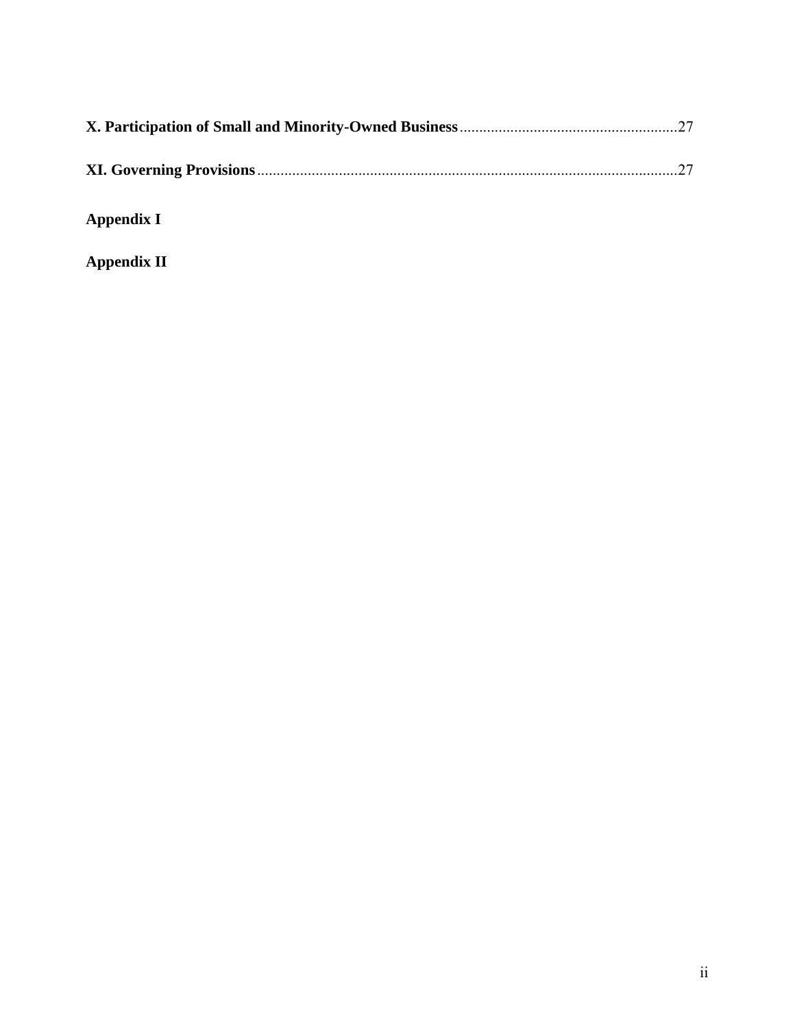**X. Participation of Small and Minority-Owned Business** ........................................................ 27

**XI. Governing Provisions** ........................................................................................................... 27

**Appendix I**

**Appendix II**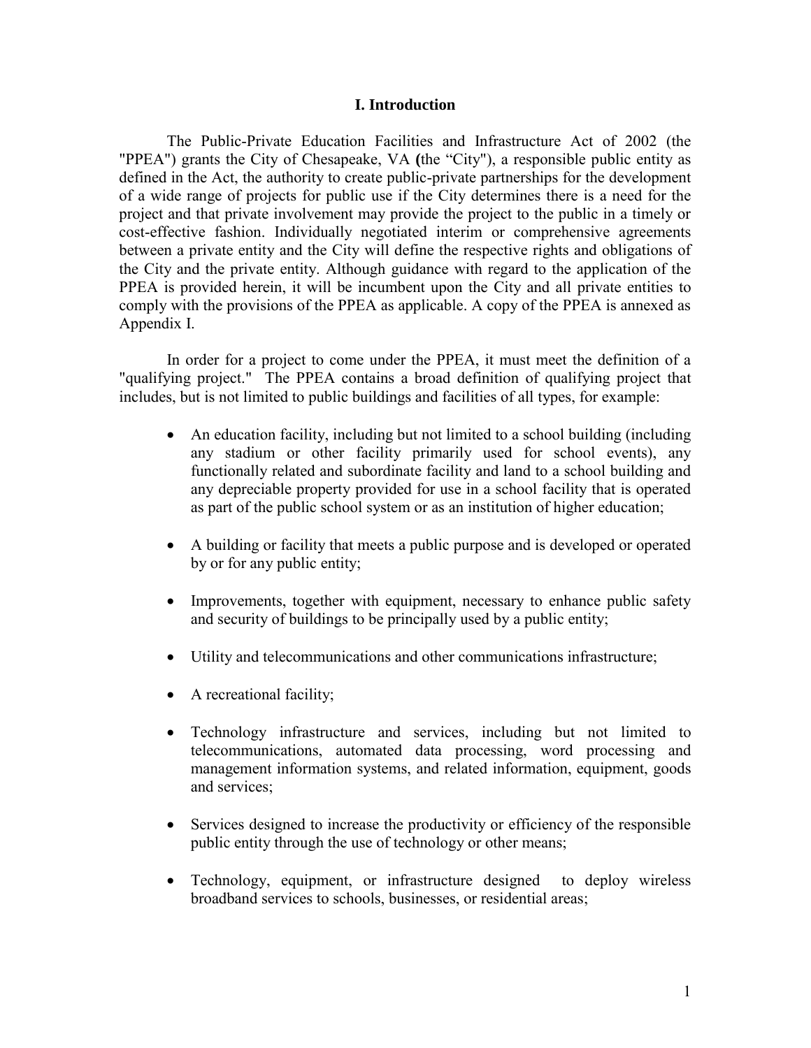# I. Introduction

The Public-Private Education Facilities and Infrastructure Act of 2002 (the "PPEA") grants the City of Chesapeake, VA **(**the "City"), a responsible public entity as defined in the Act, the authority to create public-private partnerships for the development of a wide range of projects for public use if the City determines there is a need for the project and that private involvement may provide the project to the public in a timely or cost-effective fashion. Individually negotiated interim or comprehensive agreements between a private entity and the City will define the respective rights and obligations of the City and the private entity. Although guidance with regard to the application of the PPEA is provided herein, it will be incumbent upon the City and all private entities to comply with the provisions of the PPEA as applicable. A copy of the PPEA is annexed as Appendix I.

In order for a project to come under the PPEA, it must meet the definition of a "qualifying project." The PPEA contains a broad definition of qualifying project that includes, but is not limited to public buildings and facilities of all types, for example:

- An education facility, including but not limited to a school building (including any stadium or other facility primarily used for school events), any functionally related and subordinate facility and land to a school building and any depreciable property provided for use in a school facility that is operated as part of the public school system or as an institution of higher education;
- A building or facility that meets a public purpose and is developed or operated by or for any public entity;
- Improvements, together with equipment, necessary to enhance public safety and security of buildings to be principally used by a public entity;
- Utility and telecommunications and other communications infrastructure;
- A recreational facility;
- Technology infrastructure and services, including but not limited to telecommunications, automated data processing, word processing and management information systems, and related information, equipment, goods and services;
- Services designed to increase the productivity or efficiency of the responsible public entity through the use of technology or other means;
- Technology, equipment, or infrastructure designed to deploy wireless broadband services to schools, businesses, or residential areas;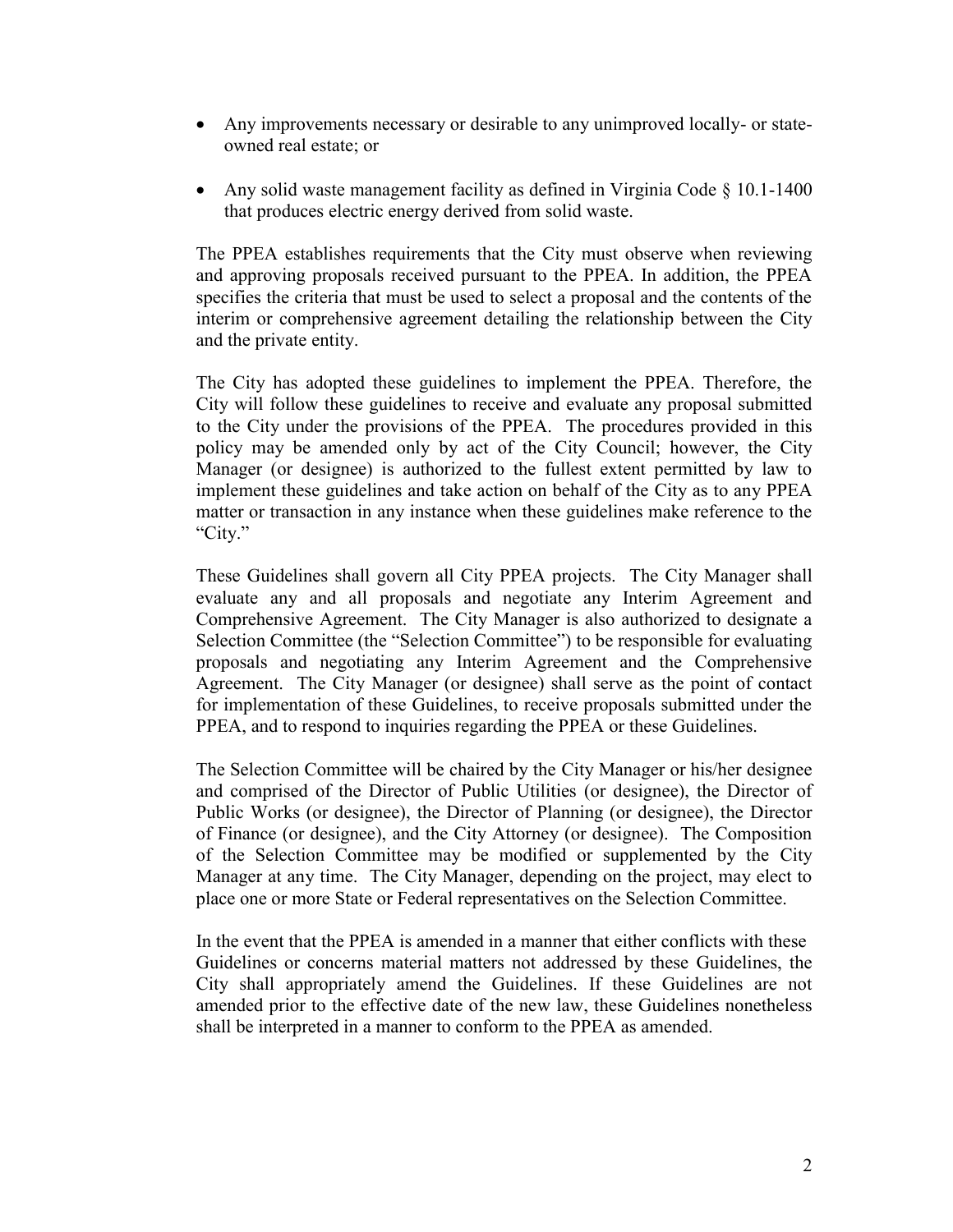- Any improvements necessary or desirable to any unimproved locally- or state-owned real estate; or

- Any solid waste management facility as defined in Virginia Code § 10.1-1400 that produces electric energy derived from solid waste.

The PPEA establishes requirements that the City must observe when reviewing and approving proposals received pursuant to the PPEA. In addition, the PPEA specifies the criteria that must be used to select a proposal and the contents of the interim or comprehensive agreement detailing the relationship between the City and the private entity.

The City has adopted these guidelines to implement the PPEA. Therefore, the City will follow these guidelines to receive and evaluate any proposal submitted to the City under the provisions of the PPEA. The procedures provided in this policy may be amended only by act of the City Council; however, the City Manager (or designee) is authorized to the fullest extent permitted by law to implement these guidelines and take action on behalf of the City as to any PPEA matter or transaction in any instance when these guidelines make reference to the "City."

These Guidelines shall govern all City PPEA projects. The City Manager shall evaluate any and all proposals and negotiate any Interim Agreement and Comprehensive Agreement. The City Manager is also authorized to designate a Selection Committee (the "Selection Committee") to be responsible for evaluating proposals and negotiating any Interim Agreement and the Comprehensive Agreement. The City Manager (or designee) shall serve as the point of contact for implementation of these Guidelines, to receive proposals submitted under the PPEA, and to respond to inquiries regarding the PPEA or these Guidelines.

The Selection Committee will be chaired by the City Manager or his/her designee and comprised of the Director of Public Utilities (or designee), the Director of Public Works (or designee), the Director of Planning (or designee), the Director of Finance (or designee), and the City Attorney (or designee). The Composition of the Selection Committee may be modified or supplemented by the City Manager at any time. The City Manager, depending on the project, may elect to place one or more State or Federal representatives on the Selection Committee.

In the event that the PPEA is amended in a manner that either conflicts with these Guidelines or concerns material matters not addressed by these Guidelines, the City shall appropriately amend the Guidelines. If these Guidelines are not amended prior to the effective date of the new law, these Guidelines nonetheless shall be interpreted in a manner to conform to the PPEA as amended.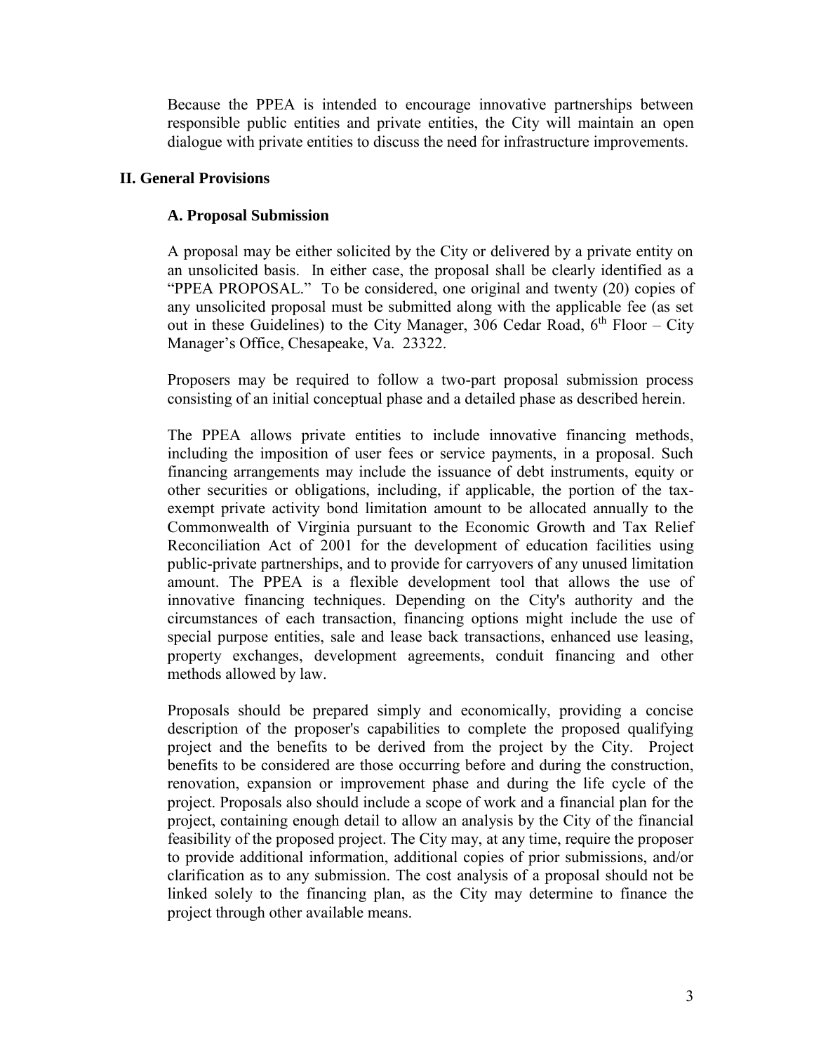Because the PPEA is intended to encourage innovative partnerships between responsible public entities and private entities, the City will maintain an open dialogue with private entities to discuss the need for infrastructure improvements.

## II. General Provisions

### A. Proposal Submission

A proposal may be either solicited by the City or delivered by a private entity on an unsolicited basis. In either case, the proposal shall be clearly identified as a "PPEA PROPOSAL." To be considered, one original and twenty (20) copies of any unsolicited proposal must be submitted along with the applicable fee (as set out in these Guidelines) to the City Manager, 306 Cedar Road, 6th Floor – City Manager's Office, Chesapeake, Va. 23322.

Proposers may be required to follow a two-part proposal submission process consisting of an initial conceptual phase and a detailed phase as described herein.

The PPEA allows private entities to include innovative financing methods, including the imposition of user fees or service payments, in a proposal. Such financing arrangements may include the issuance of debt instruments, equity or other securities or obligations, including, if applicable, the portion of the tax-exempt private activity bond limitation amount to be allocated annually to the Commonwealth of Virginia pursuant to the Economic Growth and Tax Relief Reconciliation Act of 2001 for the development of education facilities using public-private partnerships, and to provide for carryovers of any unused limitation amount. The PPEA is a flexible development tool that allows the use of innovative financing techniques. Depending on the City's authority and the circumstances of each transaction, financing options might include the use of special purpose entities, sale and lease back transactions, enhanced use leasing, property exchanges, development agreements, conduit financing and other methods allowed by law.

Proposals should be prepared simply and economically, providing a concise description of the proposer's capabilities to complete the proposed qualifying project and the benefits to be derived from the project by the City. Project benefits to be considered are those occurring before and during the construction, renovation, expansion or improvement phase and during the life cycle of the project. Proposals also should include a scope of work and a financial plan for the project, containing enough detail to allow an analysis by the City of the financial feasibility of the proposed project. The City may, at any time, require the proposer to provide additional information, additional copies of prior submissions, and/or clarification as to any submission. The cost analysis of a proposal should not be linked solely to the financing plan, as the City may determine to finance the project through other available means.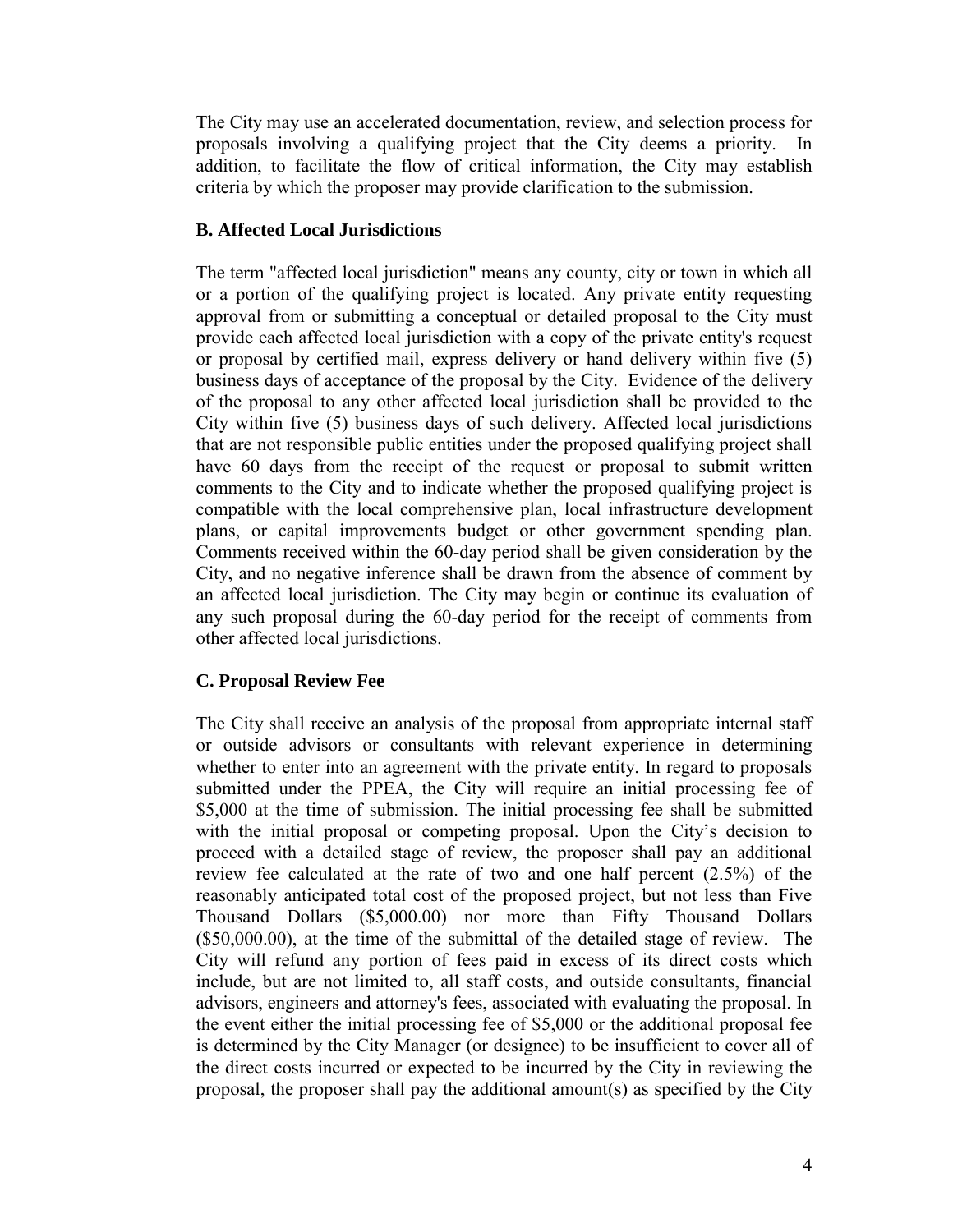The City may use an accelerated documentation, review, and selection process for proposals involving a qualifying project that the City deems a priority. In addition, to facilitate the flow of critical information, the City may establish criteria by which the proposer may provide clarification to the submission.

### B. Affected Local Jurisdictions

The term "affected local jurisdiction" means any county, city or town in which all or a portion of the qualifying project is located. Any private entity requesting approval from or submitting a conceptual or detailed proposal to the City must provide each affected local jurisdiction with a copy of the private entity's request or proposal by certified mail, express delivery or hand delivery within five (5) business days of acceptance of the proposal by the City. Evidence of the delivery of the proposal to any other affected local jurisdiction shall be provided to the City within five (5) business days of such delivery. Affected local jurisdictions that are not responsible public entities under the proposed qualifying project shall have 60 days from the receipt of the request or proposal to submit written comments to the City and to indicate whether the proposed qualifying project is compatible with the local comprehensive plan, local infrastructure development plans, or capital improvements budget or other government spending plan. Comments received within the 60-day period shall be given consideration by the City, and no negative inference shall be drawn from the absence of comment by an affected local jurisdiction. The City may begin or continue its evaluation of any such proposal during the 60-day period for the receipt of comments from other affected local jurisdictions.

### C. Proposal Review Fee

The City shall receive an analysis of the proposal from appropriate internal staff or outside advisors or consultants with relevant experience in determining whether to enter into an agreement with the private entity. In regard to proposals submitted under the PPEA, the City will require an initial processing fee of $5,000 at the time of submission. The initial processing fee shall be submitted with the initial proposal or competing proposal. Upon the City's decision to proceed with a detailed stage of review, the proposer shall pay an additional review fee calculated at the rate of two and one half percent (2.5%) of the reasonably anticipated total cost of the proposed project, but not less than Five Thousand Dollars ($5,000.00) nor more than Fifty Thousand Dollars ($50,000.00), at the time of the submittal of the detailed stage of review. The City will refund any portion of fees paid in excess of its direct costs which include, but are not limited to, all staff costs, and outside consultants, financial advisors, engineers and attorney's fees, associated with evaluating the proposal. In the event either the initial processing fee of $5,000 or the additional proposal fee is determined by the City Manager (or designee) to be insufficient to cover all of the direct costs incurred or expected to be incurred by the City in reviewing the proposal, the proposer shall pay the additional amount(s) as specified by the City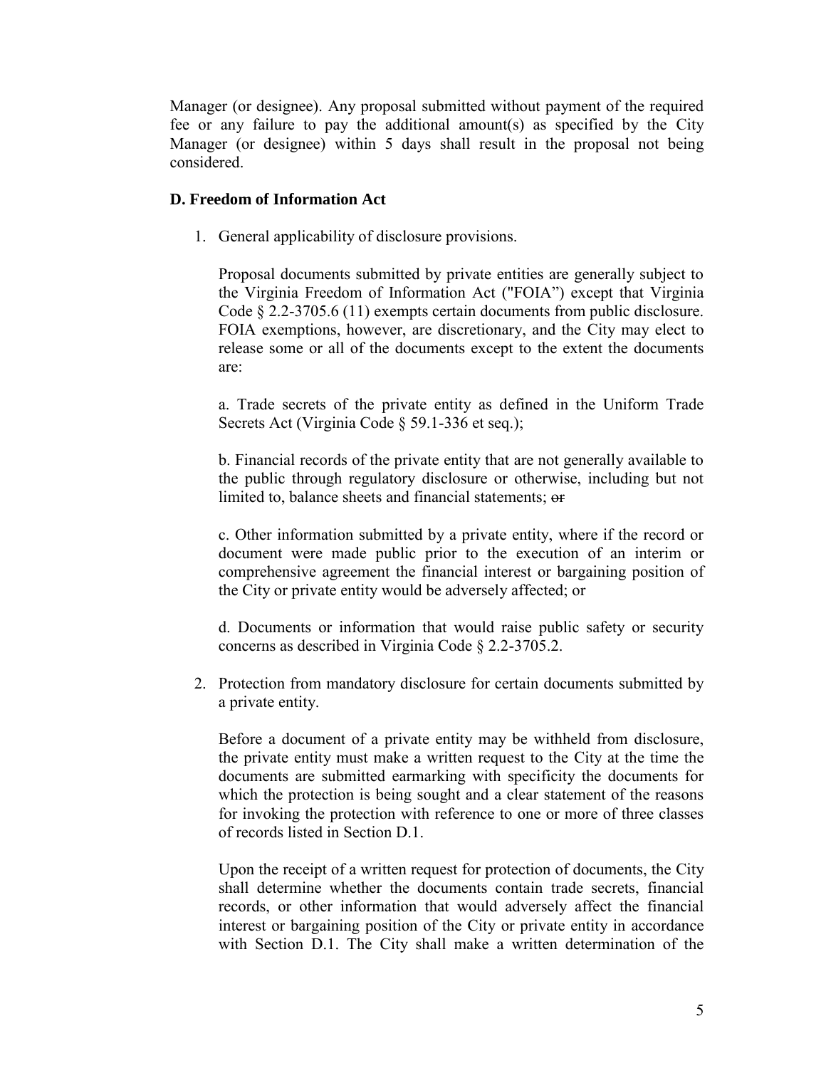Manager (or designee). Any proposal submitted without payment of the required fee or any failure to pay the additional amount(s) as specified by the City Manager (or designee) within 5 days shall result in the proposal not being considered.

**D. Freedom of Information Act**

1. General applicability of disclosure provisions.

   Proposal documents submitted by private entities are generally subject to the Virginia Freedom of Information Act ("FOIA") except that Virginia Code § 2.2-3705.6 (11) exempts certain documents from public disclosure. FOIA exemptions, however, are discretionary, and the City may elect to release some or all of the documents except to the extent the documents are:

   a. Trade secrets of the private entity as defined in the Uniform Trade Secrets Act (Virginia Code § 59.1-336 et seq.);

   b. Financial records of the private entity that are not generally available to the public through regulatory disclosure or otherwise, including but not limited to, balance sheets and financial statements; ~~or~~

   c. Other information submitted by a private entity, where if the record or document were made public prior to the execution of an interim or comprehensive agreement the financial interest or bargaining position of the City or private entity would be adversely affected; or

   d. Documents or information that would raise public safety or security concerns as described in Virginia Code § 2.2-3705.2.

2. Protection from mandatory disclosure for certain documents submitted by a private entity.

   Before a document of a private entity may be withheld from disclosure, the private entity must make a written request to the City at the time the documents are submitted earmarking with specificity the documents for which the protection is being sought and a clear statement of the reasons for invoking the protection with reference to one or more of three classes of records listed in Section D.1.

   Upon the receipt of a written request for protection of documents, the City shall determine whether the documents contain trade secrets, financial records, or other information that would adversely affect the financial interest or bargaining position of the City or private entity in accordance with Section D.1. The City shall make a written determination of the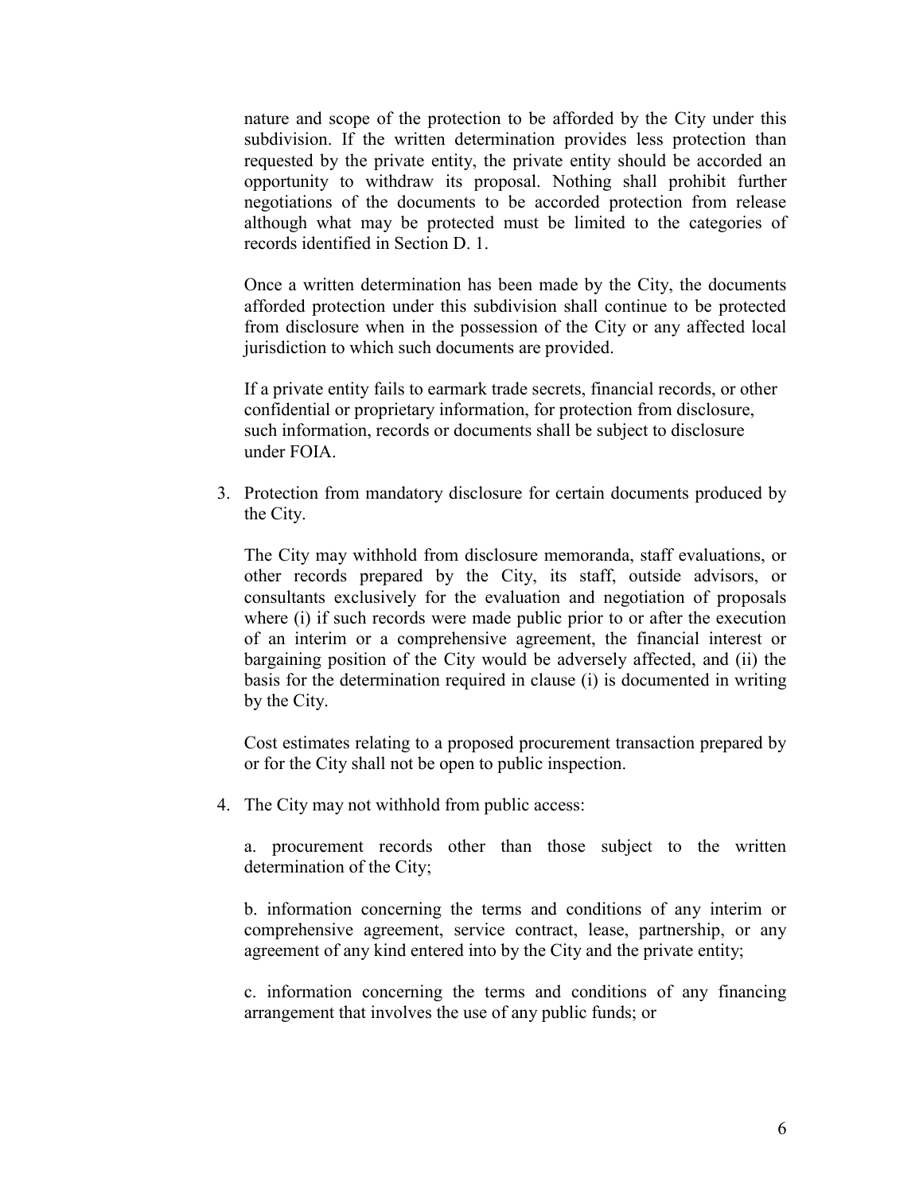nature and scope of the protection to be afforded by the City under this subdivision. If the written determination provides less protection than requested by the private entity, the private entity should be accorded an opportunity to withdraw its proposal. Nothing shall prohibit further negotiations of the documents to be accorded protection from release although what may be protected must be limited to the categories of records identified in Section D. 1.

Once a written determination has been made by the City, the documents afforded protection under this subdivision shall continue to be protected from disclosure when in the possession of the City or any affected local jurisdiction to which such documents are provided.

If a private entity fails to earmark trade secrets, financial records, or other confidential or proprietary information, for protection from disclosure, such information, records or documents shall be subject to disclosure under FOIA.

3. Protection from mandatory disclosure for certain documents produced by the City.

   The City may withhold from disclosure memoranda, staff evaluations, or other records prepared by the City, its staff, outside advisors, or consultants exclusively for the evaluation and negotiation of proposals where (i) if such records were made public prior to or after the execution of an interim or a comprehensive agreement, the financial interest or bargaining position of the City would be adversely affected, and (ii) the basis for the determination required in clause (i) is documented in writing by the City.

   Cost estimates relating to a proposed procurement transaction prepared by or for the City shall not be open to public inspection.

4. The City may not withhold from public access:

   a. procurement records other than those subject to the written determination of the City;

   b. information concerning the terms and conditions of any interim or comprehensive agreement, service contract, lease, partnership, or any agreement of any kind entered into by the City and the private entity;

   c. information concerning the terms and conditions of any financing arrangement that involves the use of any public funds; or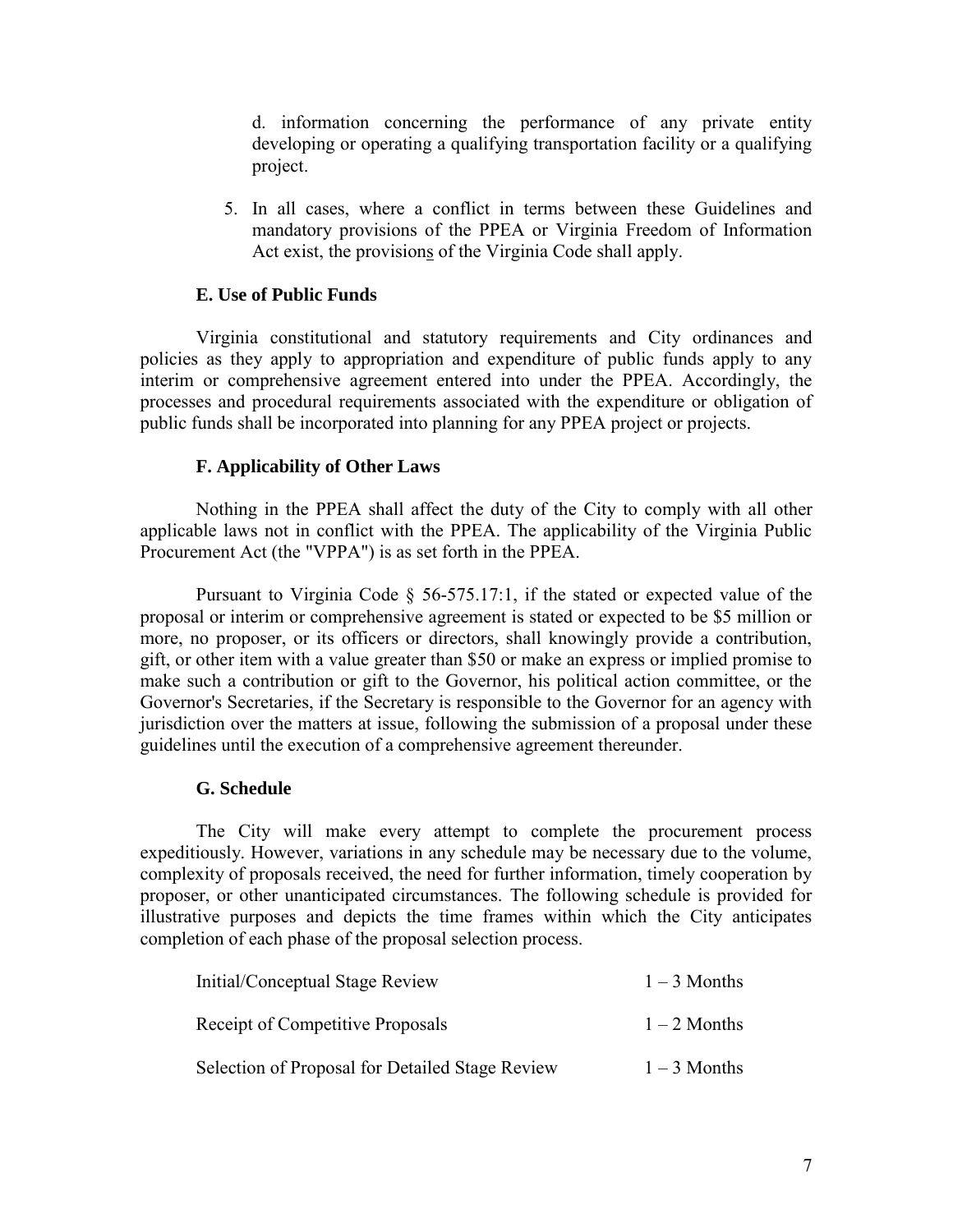d. information concerning the performance of any private entity developing or operating a qualifying transportation facility or a qualifying project.

5. In all cases, where a conflict in terms between these Guidelines and mandatory provisions of the PPEA or Virginia Freedom of Information Act exist, the provisions of the Virginia Code shall apply.

### E. Use of Public Funds

Virginia constitutional and statutory requirements and City ordinances and policies as they apply to appropriation and expenditure of public funds apply to any interim or comprehensive agreement entered into under the PPEA. Accordingly, the processes and procedural requirements associated with the expenditure or obligation of public funds shall be incorporated into planning for any PPEA project or projects.

### F. Applicability of Other Laws

Nothing in the PPEA shall affect the duty of the City to comply with all other applicable laws not in conflict with the PPEA. The applicability of the Virginia Public Procurement Act (the "VPPA") is as set forth in the PPEA.

Pursuant to Virginia Code § 56-575.17:1, if the stated or expected value of the proposal or interim or comprehensive agreement is stated or expected to be $5 million or more, no proposer, or its officers or directors, shall knowingly provide a contribution, gift, or other item with a value greater than $50 or make an express or implied promise to make such a contribution or gift to the Governor, his political action committee, or the Governor's Secretaries, if the Secretary is responsible to the Governor for an agency with jurisdiction over the matters at issue, following the submission of a proposal under these guidelines until the execution of a comprehensive agreement thereunder.

### G. Schedule

The City will make every attempt to complete the procurement process expeditiously. However, variations in any schedule may be necessary due to the volume, complexity of proposals received, the need for further information, timely cooperation by proposer, or other unanticipated circumstances. The following schedule is provided for illustrative purposes and depicts the time frames within which the City anticipates completion of each phase of the proposal selection process.

| | |
|---|---|
| Initial/Conceptual Stage Review | 1 – 3 Months |
| Receipt of Competitive Proposals | 1 – 2 Months |
| Selection of Proposal for Detailed Stage Review | 1 – 3 Months |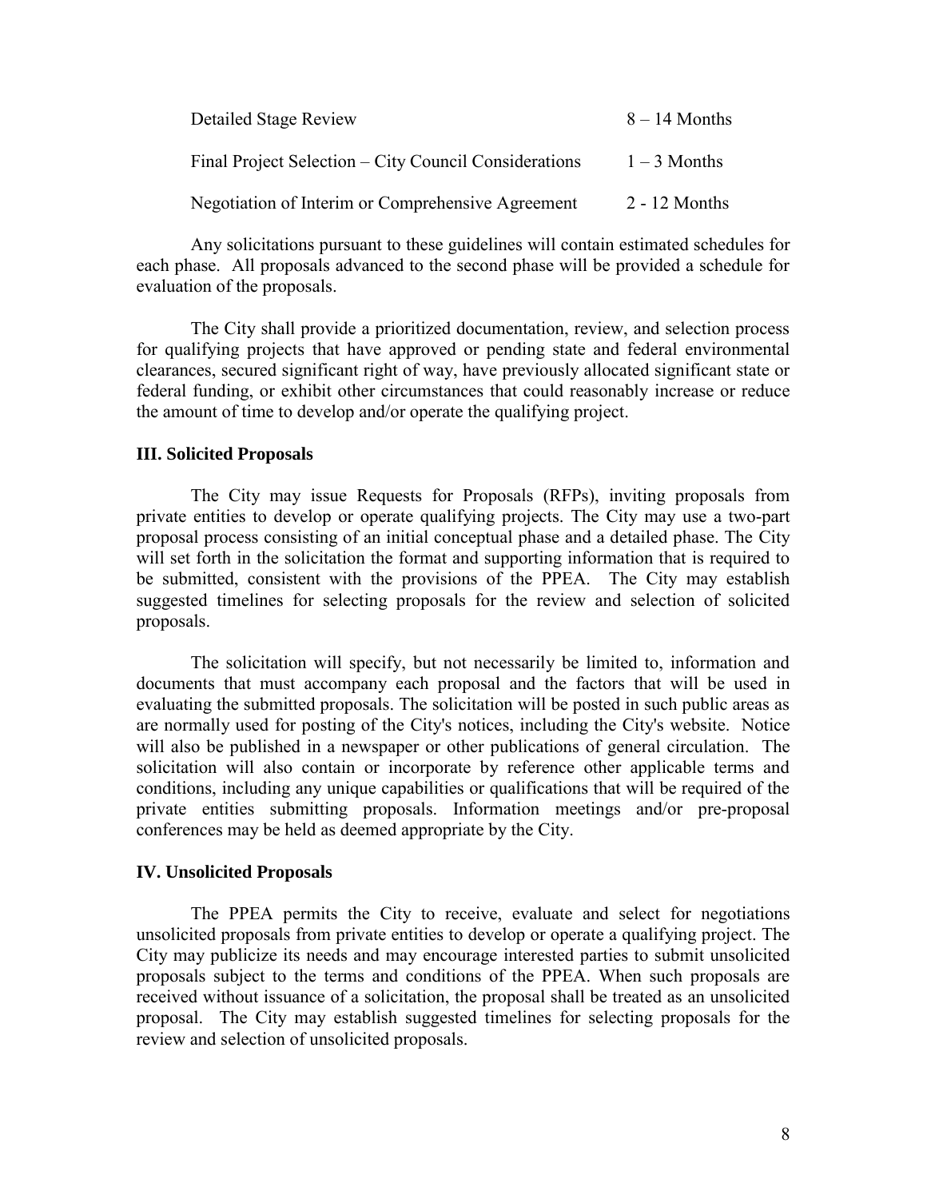| | |
|---|---|
| Detailed Stage Review | 8 – 14 Months |
| Final Project Selection – City Council Considerations | 1 – 3 Months |
| Negotiation of Interim or Comprehensive Agreement | 2 - 12 Months |

Any solicitations pursuant to these guidelines will contain estimated schedules for each phase. All proposals advanced to the second phase will be provided a schedule for evaluation of the proposals.

The City shall provide a prioritized documentation, review, and selection process for qualifying projects that have approved or pending state and federal environmental clearances, secured significant right of way, have previously allocated significant state or federal funding, or exhibit other circumstances that could reasonably increase or reduce the amount of time to develop and/or operate the qualifying project.

### III. Solicited Proposals

The City may issue Requests for Proposals (RFPs), inviting proposals from private entities to develop or operate qualifying projects. The City may use a two-part proposal process consisting of an initial conceptual phase and a detailed phase. The City will set forth in the solicitation the format and supporting information that is required to be submitted, consistent with the provisions of the PPEA. The City may establish suggested timelines for selecting proposals for the review and selection of solicited proposals.

The solicitation will specify, but not necessarily be limited to, information and documents that must accompany each proposal and the factors that will be used in evaluating the submitted proposals. The solicitation will be posted in such public areas as are normally used for posting of the City's notices, including the City's website. Notice will also be published in a newspaper or other publications of general circulation. The solicitation will also contain or incorporate by reference other applicable terms and conditions, including any unique capabilities or qualifications that will be required of the private entities submitting proposals. Information meetings and/or pre-proposal conferences may be held as deemed appropriate by the City.

### IV. Unsolicited Proposals

The PPEA permits the City to receive, evaluate and select for negotiations unsolicited proposals from private entities to develop or operate a qualifying project. The City may publicize its needs and may encourage interested parties to submit unsolicited proposals subject to the terms and conditions of the PPEA. When such proposals are received without issuance of a solicitation, the proposal shall be treated as an unsolicited proposal. The City may establish suggested timelines for selecting proposals for the review and selection of unsolicited proposals.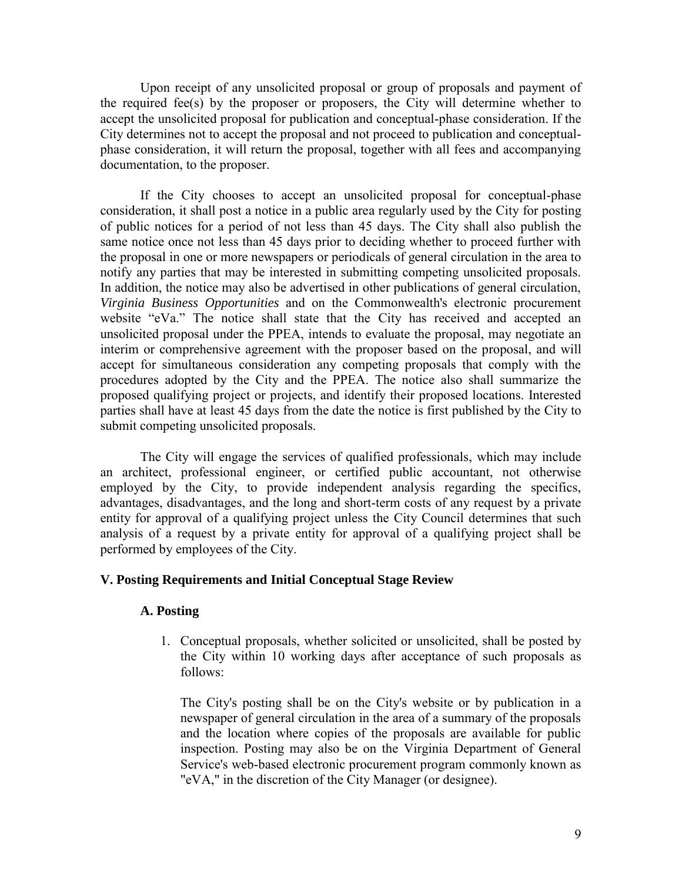Upon receipt of any unsolicited proposal or group of proposals and payment of the required fee(s) by the proposer or proposers, the City will determine whether to accept the unsolicited proposal for publication and conceptual-phase consideration. If the City determines not to accept the proposal and not proceed to publication and conceptual-phase consideration, it will return the proposal, together with all fees and accompanying documentation, to the proposer.

If the City chooses to accept an unsolicited proposal for conceptual-phase consideration, it shall post a notice in a public area regularly used by the City for posting of public notices for a period of not less than 45 days. The City shall also publish the same notice once not less than 45 days prior to deciding whether to proceed further with the proposal in one or more newspapers or periodicals of general circulation in the area to notify any parties that may be interested in submitting competing unsolicited proposals. In addition, the notice may also be advertised in other publications of general circulation, *Virginia Business Opportunities* and on the Commonwealth's electronic procurement website "eVa." The notice shall state that the City has received and accepted an unsolicited proposal under the PPEA, intends to evaluate the proposal, may negotiate an interim or comprehensive agreement with the proposer based on the proposal, and will accept for simultaneous consideration any competing proposals that comply with the procedures adopted by the City and the PPEA. The notice also shall summarize the proposed qualifying project or projects, and identify their proposed locations. Interested parties shall have at least 45 days from the date the notice is first published by the City to submit competing unsolicited proposals.

The City will engage the services of qualified professionals, which may include an architect, professional engineer, or certified public accountant, not otherwise employed by the City, to provide independent analysis regarding the specifics, advantages, disadvantages, and the long and short-term costs of any request by a private entity for approval of a qualifying project unless the City Council determines that such analysis of a request by a private entity for approval of a qualifying project shall be performed by employees of the City.

## V. Posting Requirements and Initial Conceptual Stage Review

### A. Posting

1. Conceptual proposals, whether solicited or unsolicited, shall be posted by the City within 10 working days after acceptance of such proposals as follows:

   The City's posting shall be on the City's website or by publication in a newspaper of general circulation in the area of a summary of the proposals and the location where copies of the proposals are available for public inspection. Posting may also be on the Virginia Department of General Service's web-based electronic procurement program commonly known as "eVA," in the discretion of the City Manager (or designee).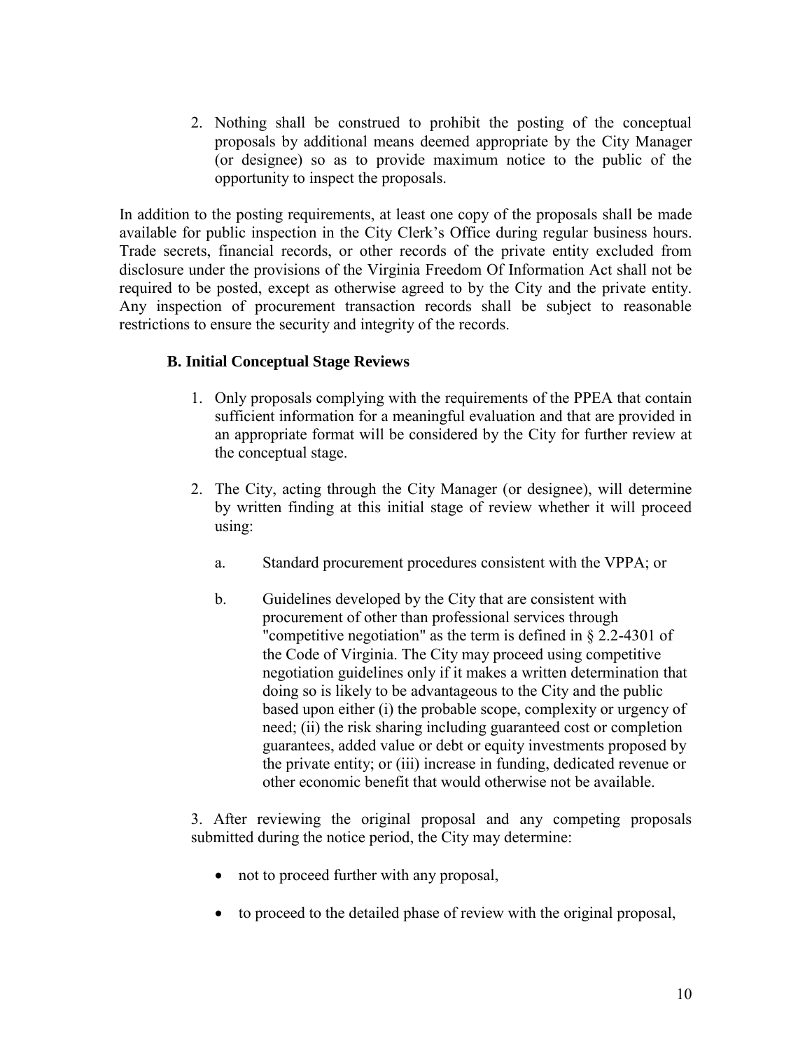2. Nothing shall be construed to prohibit the posting of the conceptual proposals by additional means deemed appropriate by the City Manager (or designee) so as to provide maximum notice to the public of the opportunity to inspect the proposals.

In addition to the posting requirements, at least one copy of the proposals shall be made available for public inspection in the City Clerk's Office during regular business hours. Trade secrets, financial records, or other records of the private entity excluded from disclosure under the provisions of the Virginia Freedom Of Information Act shall not be required to be posted, except as otherwise agreed to by the City and the private entity. Any inspection of procurement transaction records shall be subject to reasonable restrictions to ensure the security and integrity of the records.

### B. Initial Conceptual Stage Reviews

1. Only proposals complying with the requirements of the PPEA that contain sufficient information for a meaningful evaluation and that are provided in an appropriate format will be considered by the City for further review at the conceptual stage.

2. The City, acting through the City Manager (or designee), will determine by written finding at this initial stage of review whether it will proceed using:

   a. Standard procurement procedures consistent with the VPPA; or

   b. Guidelines developed by the City that are consistent with procurement of other than professional services through "competitive negotiation" as the term is defined in § 2.2-4301 of the Code of Virginia. The City may proceed using competitive negotiation guidelines only if it makes a written determination that doing so is likely to be advantageous to the City and the public based upon either (i) the probable scope, complexity or urgency of need; (ii) the risk sharing including guaranteed cost or completion guarantees, added value or debt or equity investments proposed by the private entity; or (iii) increase in funding, dedicated revenue or other economic benefit that would otherwise not be available.

3. After reviewing the original proposal and any competing proposals submitted during the notice period, the City may determine:

   - not to proceed further with any proposal,
   - to proceed to the detailed phase of review with the original proposal,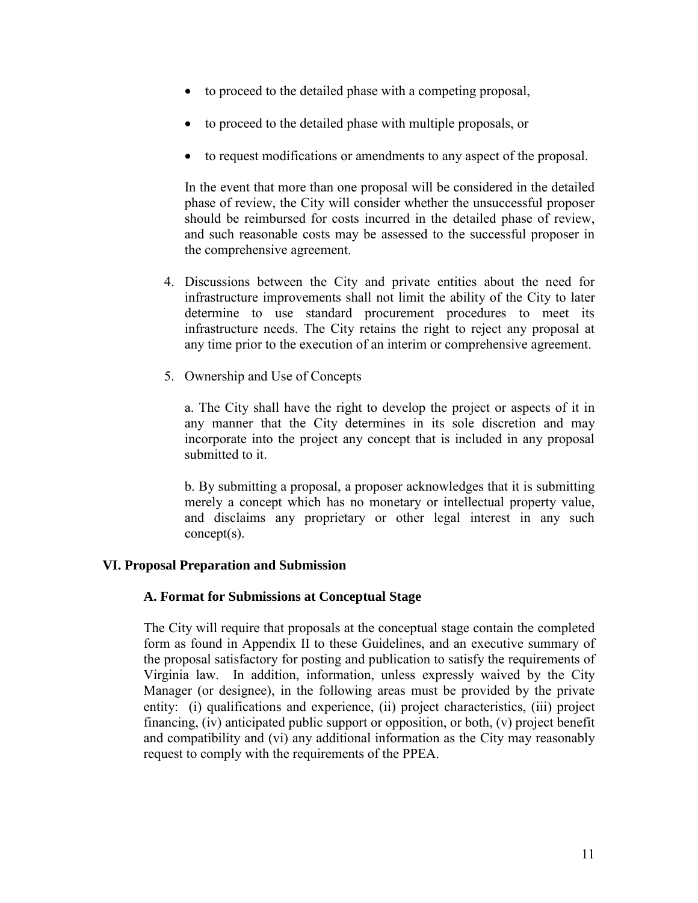- to proceed to the detailed phase with a competing proposal,
- to proceed to the detailed phase with multiple proposals, or
- to request modifications or amendments to any aspect of the proposal.

In the event that more than one proposal will be considered in the detailed phase of review, the City will consider whether the unsuccessful proposer should be reimbursed for costs incurred in the detailed phase of review, and such reasonable costs may be assessed to the successful proposer in the comprehensive agreement.

4. Discussions between the City and private entities about the need for infrastructure improvements shall not limit the ability of the City to later determine to use standard procurement procedures to meet its infrastructure needs. The City retains the right to reject any proposal at any time prior to the execution of an interim or comprehensive agreement.

5. Ownership and Use of Concepts

   a. The City shall have the right to develop the project or aspects of it in any manner that the City determines in its sole discretion and may incorporate into the project any concept that is included in any proposal submitted to it.

   b. By submitting a proposal, a proposer acknowledges that it is submitting merely a concept which has no monetary or intellectual property value, and disclaims any proprietary or other legal interest in any such concept(s).

## VI. Proposal Preparation and Submission

### A. Format for Submissions at Conceptual Stage

The City will require that proposals at the conceptual stage contain the completed form as found in Appendix II to these Guidelines, and an executive summary of the proposal satisfactory for posting and publication to satisfy the requirements of Virginia law. In addition, information, unless expressly waived by the City Manager (or designee), in the following areas must be provided by the private entity: (i) qualifications and experience, (ii) project characteristics, (iii) project financing, (iv) anticipated public support or opposition, or both, (v) project benefit and compatibility and (vi) any additional information as the City may reasonably request to comply with the requirements of the PPEA.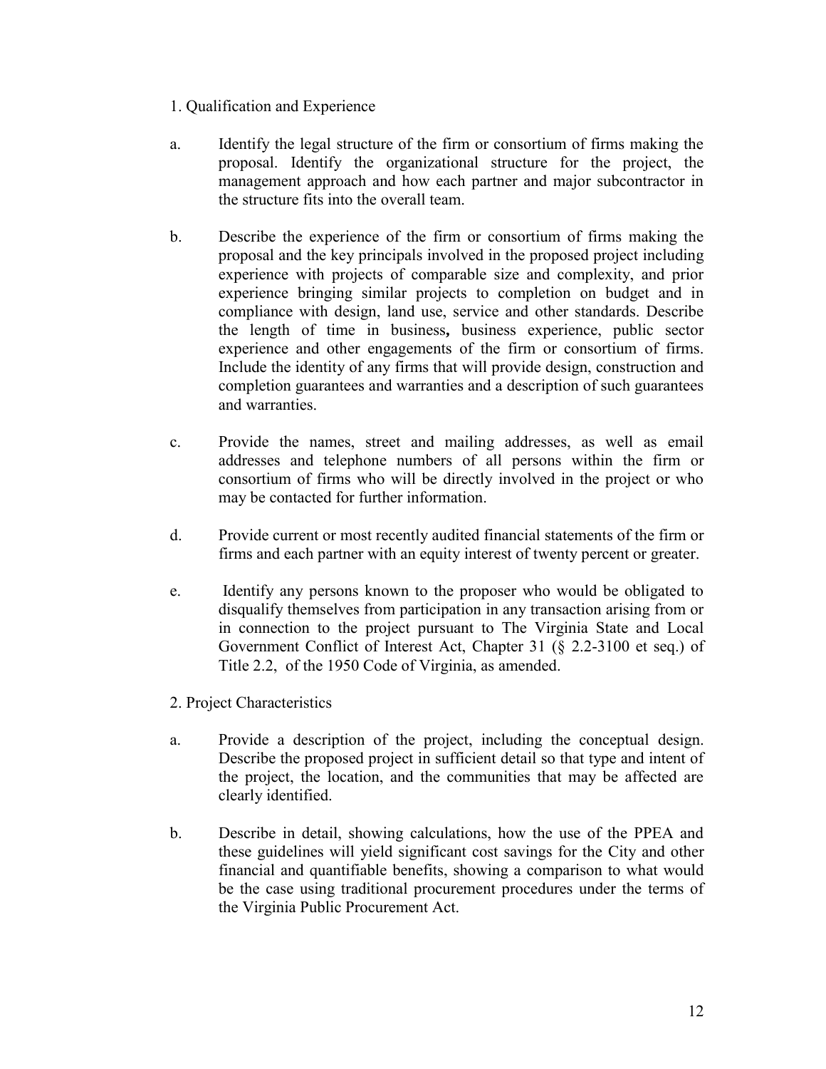1. Qualification and Experience

a. Identify the legal structure of the firm or consortium of firms making the proposal. Identify the organizational structure for the project, the management approach and how each partner and major subcontractor in the structure fits into the overall team.

b. Describe the experience of the firm or consortium of firms making the proposal and the key principals involved in the proposed project including experience with projects of comparable size and complexity, and prior experience bringing similar projects to completion on budget and in compliance with design, land use, service and other standards. Describe the length of time in business**,** business experience, public sector experience and other engagements of the firm or consortium of firms. Include the identity of any firms that will provide design, construction and completion guarantees and warranties and a description of such guarantees and warranties.

c. Provide the names, street and mailing addresses, as well as email addresses and telephone numbers of all persons within the firm or consortium of firms who will be directly involved in the project or who may be contacted for further information.

d. Provide current or most recently audited financial statements of the firm or firms and each partner with an equity interest of twenty percent or greater.

e. Identify any persons known to the proposer who would be obligated to disqualify themselves from participation in any transaction arising from or in connection to the project pursuant to The Virginia State and Local Government Conflict of Interest Act, Chapter 31 (§ 2.2-3100 et seq.) of Title 2.2, of the 1950 Code of Virginia, as amended.

2. Project Characteristics

a. Provide a description of the project, including the conceptual design. Describe the proposed project in sufficient detail so that type and intent of the project, the location, and the communities that may be affected are clearly identified.

b. Describe in detail, showing calculations, how the use of the PPEA and these guidelines will yield significant cost savings for the City and other financial and quantifiable benefits, showing a comparison to what would be the case using traditional procurement procedures under the terms of the Virginia Public Procurement Act.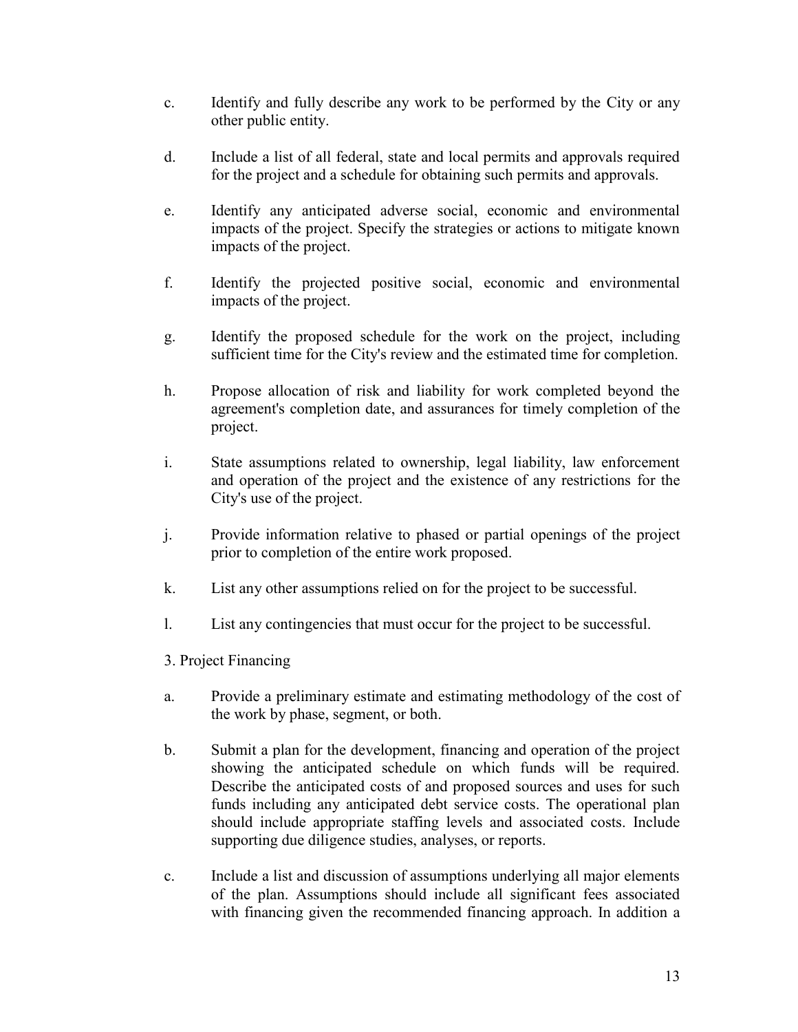c. Identify and fully describe any work to be performed by the City or any other public entity.

d. Include a list of all federal, state and local permits and approvals required for the project and a schedule for obtaining such permits and approvals.

e. Identify any anticipated adverse social, economic and environmental impacts of the project. Specify the strategies or actions to mitigate known impacts of the project.

f. Identify the projected positive social, economic and environmental impacts of the project.

g. Identify the proposed schedule for the work on the project, including sufficient time for the City's review and the estimated time for completion.

h. Propose allocation of risk and liability for work completed beyond the agreement's completion date, and assurances for timely completion of the project.

i. State assumptions related to ownership, legal liability, law enforcement and operation of the project and the existence of any restrictions for the City's use of the project.

j. Provide information relative to phased or partial openings of the project prior to completion of the entire work proposed.

k. List any other assumptions relied on for the project to be successful.

l. List any contingencies that must occur for the project to be successful.

3. Project Financing

a. Provide a preliminary estimate and estimating methodology of the cost of the work by phase, segment, or both.

b. Submit a plan for the development, financing and operation of the project showing the anticipated schedule on which funds will be required. Describe the anticipated costs of and proposed sources and uses for such funds including any anticipated debt service costs. The operational plan should include appropriate staffing levels and associated costs. Include supporting due diligence studies, analyses, or reports.

c. Include a list and discussion of assumptions underlying all major elements of the plan. Assumptions should include all significant fees associated with financing given the recommended financing approach. In addition a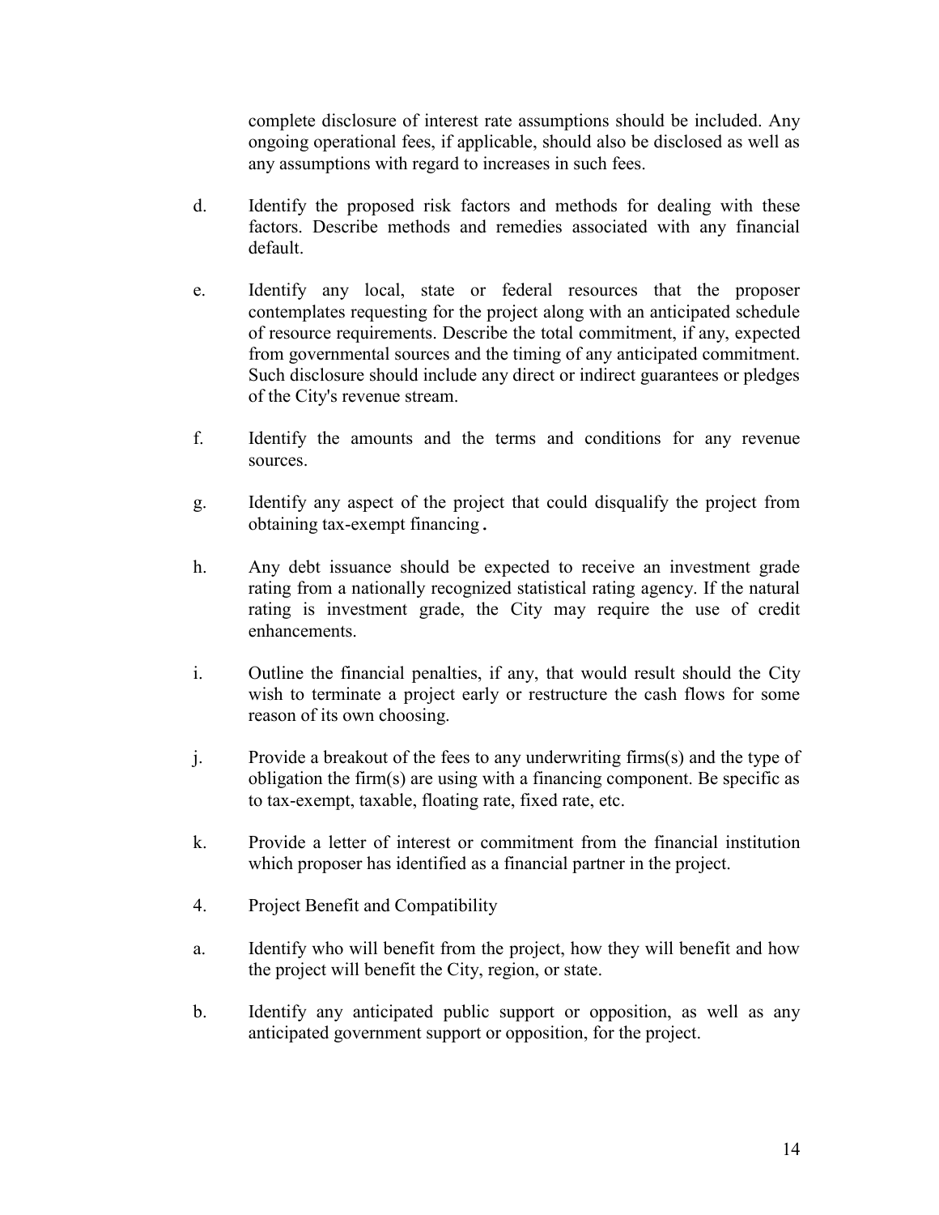complete disclosure of interest rate assumptions should be included. Any ongoing operational fees, if applicable, should also be disclosed as well as any assumptions with regard to increases in such fees.

d. Identify the proposed risk factors and methods for dealing with these factors. Describe methods and remedies associated with any financial default.

e. Identify any local, state or federal resources that the proposer contemplates requesting for the project along with an anticipated schedule of resource requirements. Describe the total commitment, if any, expected from governmental sources and the timing of any anticipated commitment. Such disclosure should include any direct or indirect guarantees or pledges of the City's revenue stream.

f. Identify the amounts and the terms and conditions for any revenue sources.

g. Identify any aspect of the project that could disqualify the project from obtaining tax-exempt financing.

h. Any debt issuance should be expected to receive an investment grade rating from a nationally recognized statistical rating agency. If the natural rating is investment grade, the City may require the use of credit enhancements.

i. Outline the financial penalties, if any, that would result should the City wish to terminate a project early or restructure the cash flows for some reason of its own choosing.

j. Provide a breakout of the fees to any underwriting firms(s) and the type of obligation the firm(s) are using with a financing component. Be specific as to tax-exempt, taxable, floating rate, fixed rate, etc.

k. Provide a letter of interest or commitment from the financial institution which proposer has identified as a financial partner in the project.

4. Project Benefit and Compatibility

a. Identify who will benefit from the project, how they will benefit and how the project will benefit the City, region, or state.

b. Identify any anticipated public support or opposition, as well as any anticipated government support or opposition, for the project.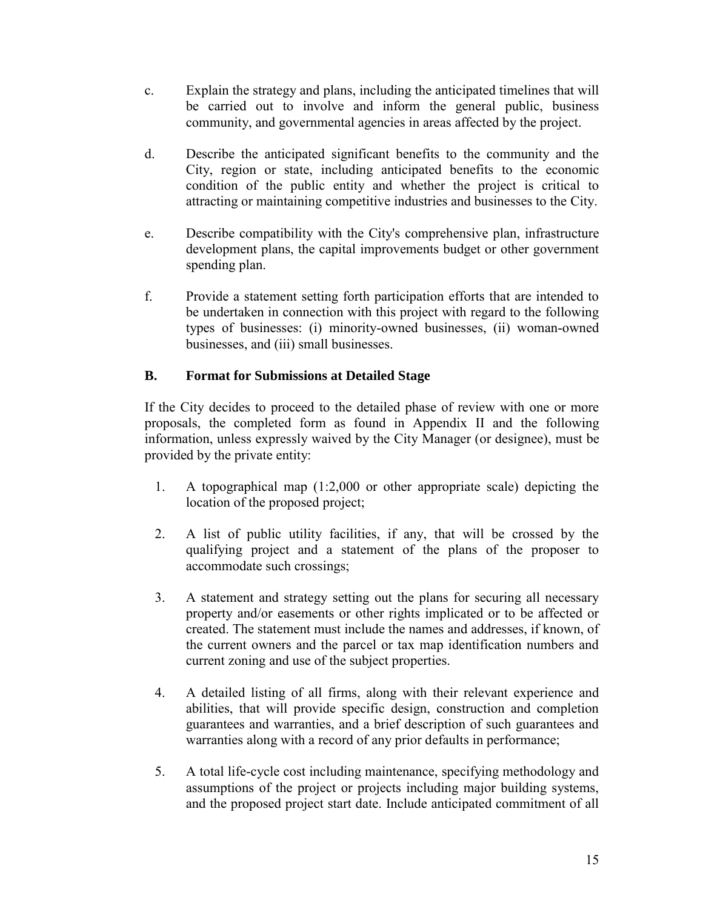c. Explain the strategy and plans, including the anticipated timelines that will be carried out to involve and inform the general public, business community, and governmental agencies in areas affected by the project.

d. Describe the anticipated significant benefits to the community and the City, region or state, including anticipated benefits to the economic condition of the public entity and whether the project is critical to attracting or maintaining competitive industries and businesses to the City.

e. Describe compatibility with the City's comprehensive plan, infrastructure development plans, the capital improvements budget or other government spending plan.

f. Provide a statement setting forth participation efforts that are intended to be undertaken in connection with this project with regard to the following types of businesses: (i) minority-owned businesses, (ii) woman-owned businesses, and (iii) small businesses.

## B. Format for Submissions at Detailed Stage

If the City decides to proceed to the detailed phase of review with one or more proposals, the completed form as found in Appendix II and the following information, unless expressly waived by the City Manager (or designee), must be provided by the private entity:

1. A topographical map (1:2,000 or other appropriate scale) depicting the location of the proposed project;
2. A list of public utility facilities, if any, that will be crossed by the qualifying project and a statement of the plans of the proposer to accommodate such crossings;
3. A statement and strategy setting out the plans for securing all necessary property and/or easements or other rights implicated or to be affected or created. The statement must include the names and addresses, if known, of the current owners and the parcel or tax map identification numbers and current zoning and use of the subject properties.
4. A detailed listing of all firms, along with their relevant experience and abilities, that will provide specific design, construction and completion guarantees and warranties, and a brief description of such guarantees and warranties along with a record of any prior defaults in performance;
5. A total life-cycle cost including maintenance, specifying methodology and assumptions of the project or projects including major building systems, and the proposed project start date. Include anticipated commitment of all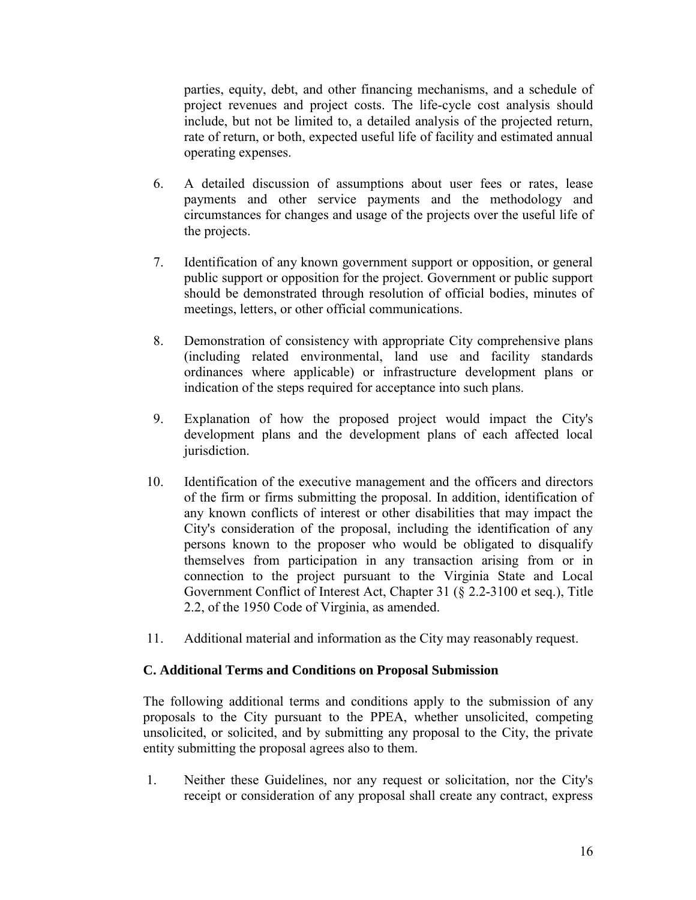parties, equity, debt, and other financing mechanisms, and a schedule of project revenues and project costs. The life-cycle cost analysis should include, but not be limited to, a detailed analysis of the projected return, rate of return, or both, expected useful life of facility and estimated annual operating expenses.

6. A detailed discussion of assumptions about user fees or rates, lease payments and other service payments and the methodology and circumstances for changes and usage of the projects over the useful life of the projects.

7. Identification of any known government support or opposition, or general public support or opposition for the project. Government or public support should be demonstrated through resolution of official bodies, minutes of meetings, letters, or other official communications.

8. Demonstration of consistency with appropriate City comprehensive plans (including related environmental, land use and facility standards ordinances where applicable) or infrastructure development plans or indication of the steps required for acceptance into such plans.

9. Explanation of how the proposed project would impact the City's development plans and the development plans of each affected local jurisdiction.

10. Identification of the executive management and the officers and directors of the firm or firms submitting the proposal. In addition, identification of any known conflicts of interest or other disabilities that may impact the City's consideration of the proposal, including the identification of any persons known to the proposer who would be obligated to disqualify themselves from participation in any transaction arising from or in connection to the project pursuant to the Virginia State and Local Government Conflict of Interest Act, Chapter 31 (§ 2.2-3100 et seq.), Title 2.2, of the 1950 Code of Virginia, as amended.

11. Additional material and information as the City may reasonably request.

**C. Additional Terms and Conditions on Proposal Submission**

The following additional terms and conditions apply to the submission of any proposals to the City pursuant to the PPEA, whether unsolicited, competing unsolicited, or solicited, and by submitting any proposal to the City, the private entity submitting the proposal agrees also to them.

1. Neither these Guidelines, nor any request or solicitation, nor the City's receipt or consideration of any proposal shall create any contract, express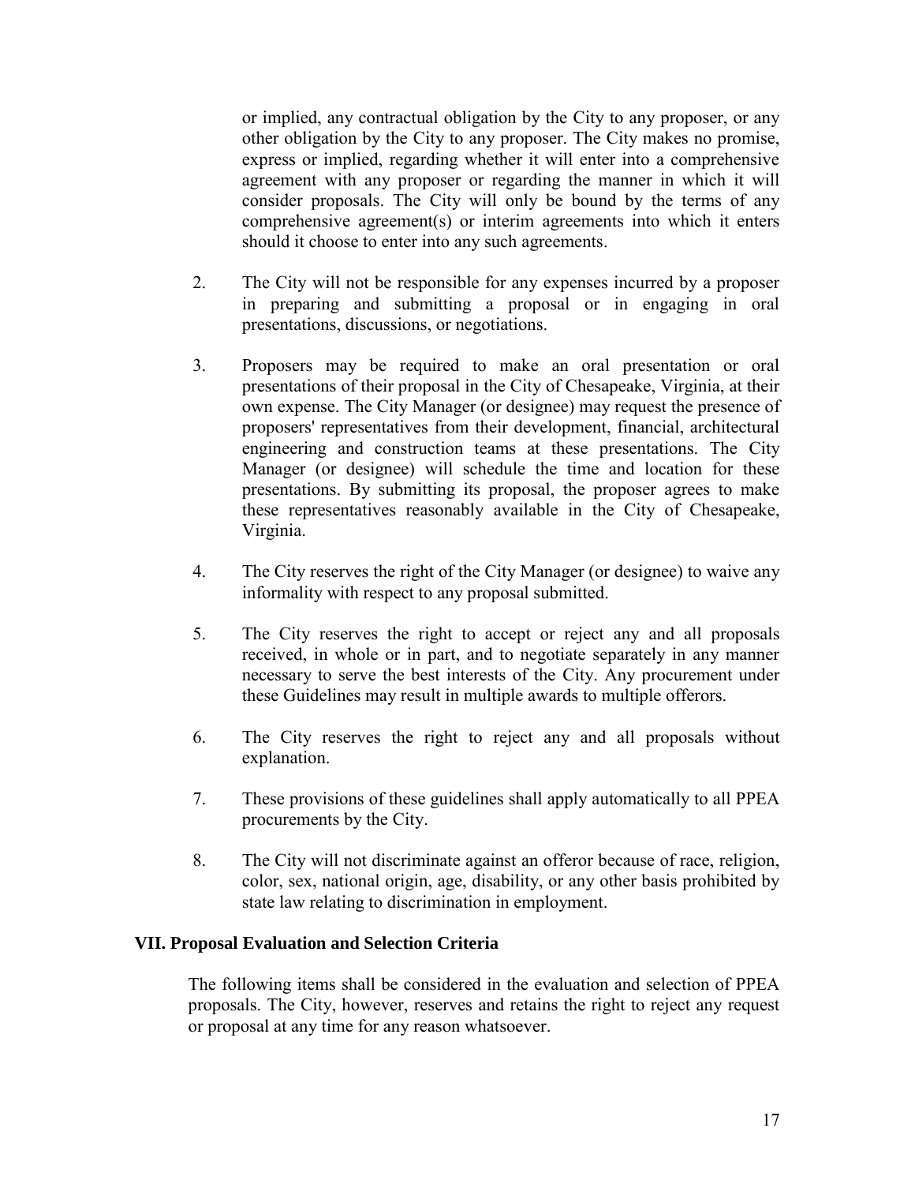or implied, any contractual obligation by the City to any proposer, or any other obligation by the City to any proposer. The City makes no promise, express or implied, regarding whether it will enter into a comprehensive agreement with any proposer or regarding the manner in which it will consider proposals. The City will only be bound by the terms of any comprehensive agreement(s) or interim agreements into which it enters should it choose to enter into any such agreements.

2. The City will not be responsible for any expenses incurred by a proposer in preparing and submitting a proposal or in engaging in oral presentations, discussions, or negotiations.

3. Proposers may be required to make an oral presentation or oral presentations of their proposal in the City of Chesapeake, Virginia, at their own expense. The City Manager (or designee) may request the presence of proposers' representatives from their development, financial, architectural engineering and construction teams at these presentations. The City Manager (or designee) will schedule the time and location for these presentations. By submitting its proposal, the proposer agrees to make these representatives reasonably available in the City of Chesapeake, Virginia.

4. The City reserves the right of the City Manager (or designee) to waive any informality with respect to any proposal submitted.

5. The City reserves the right to accept or reject any and all proposals received, in whole or in part, and to negotiate separately in any manner necessary to serve the best interests of the City. Any procurement under these Guidelines may result in multiple awards to multiple offerors.

6. The City reserves the right to reject any and all proposals without explanation.

7. These provisions of these guidelines shall apply automatically to all PPEA procurements by the City.

8. The City will not discriminate against an offeror because of race, religion, color, sex, national origin, age, disability, or any other basis prohibited by state law relating to discrimination in employment.

## VII. Proposal Evaluation and Selection Criteria

The following items shall be considered in the evaluation and selection of PPEA proposals. The City, however, reserves and retains the right to reject any request or proposal at any time for any reason whatsoever.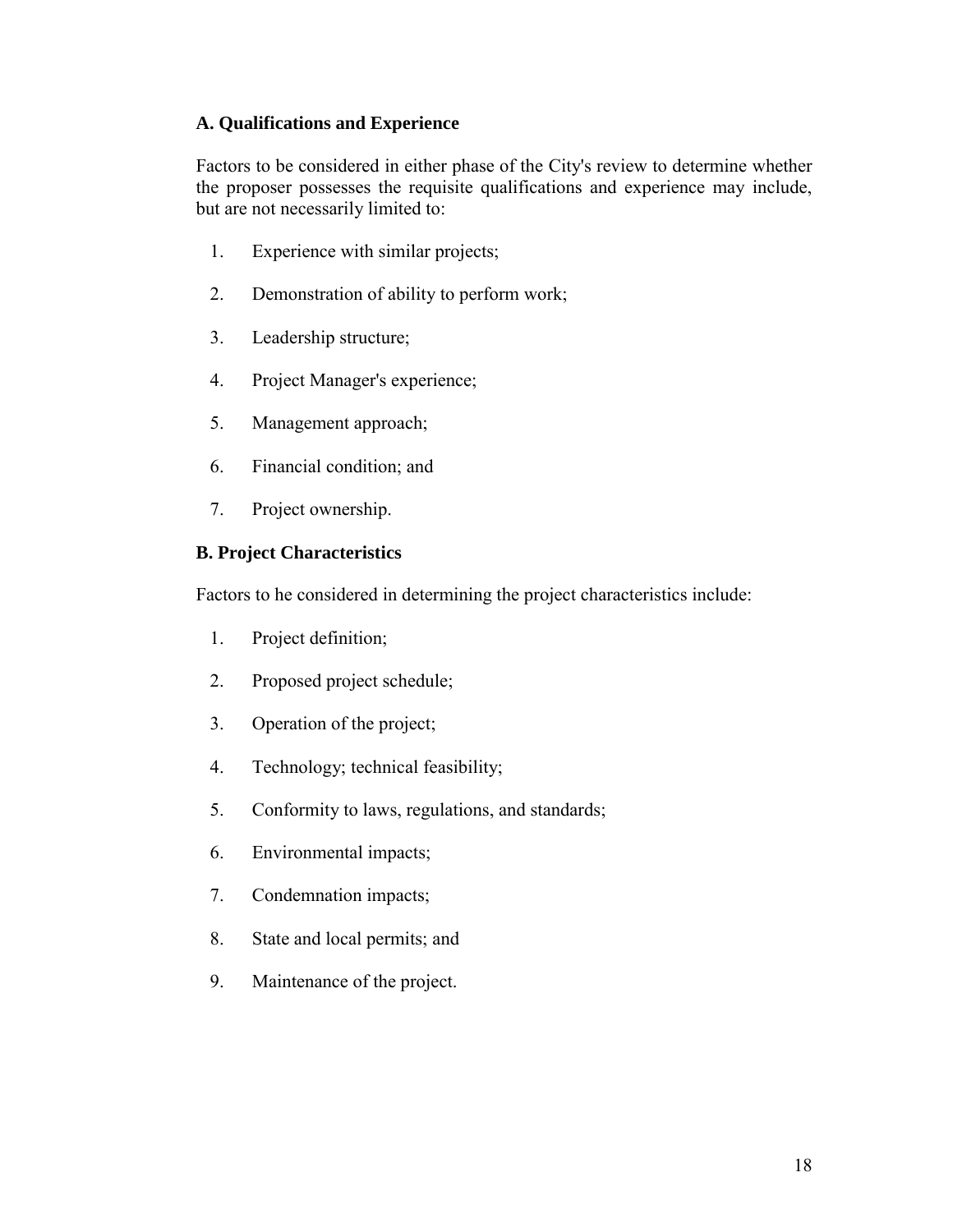### A. Qualifications and Experience

Factors to be considered in either phase of the City's review to determine whether the proposer possesses the requisite qualifications and experience may include, but are not necessarily limited to:

1. Experience with similar projects;
2. Demonstration of ability to perform work;
3. Leadership structure;
4. Project Manager's experience;
5. Management approach;
6. Financial condition; and
7. Project ownership.

### B. Project Characteristics

Factors to he considered in determining the project characteristics include:

1. Project definition;
2. Proposed project schedule;
3. Operation of the project;
4. Technology; technical feasibility;
5. Conformity to laws, regulations, and standards;
6. Environmental impacts;
7. Condemnation impacts;
8. State and local permits; and
9. Maintenance of the project.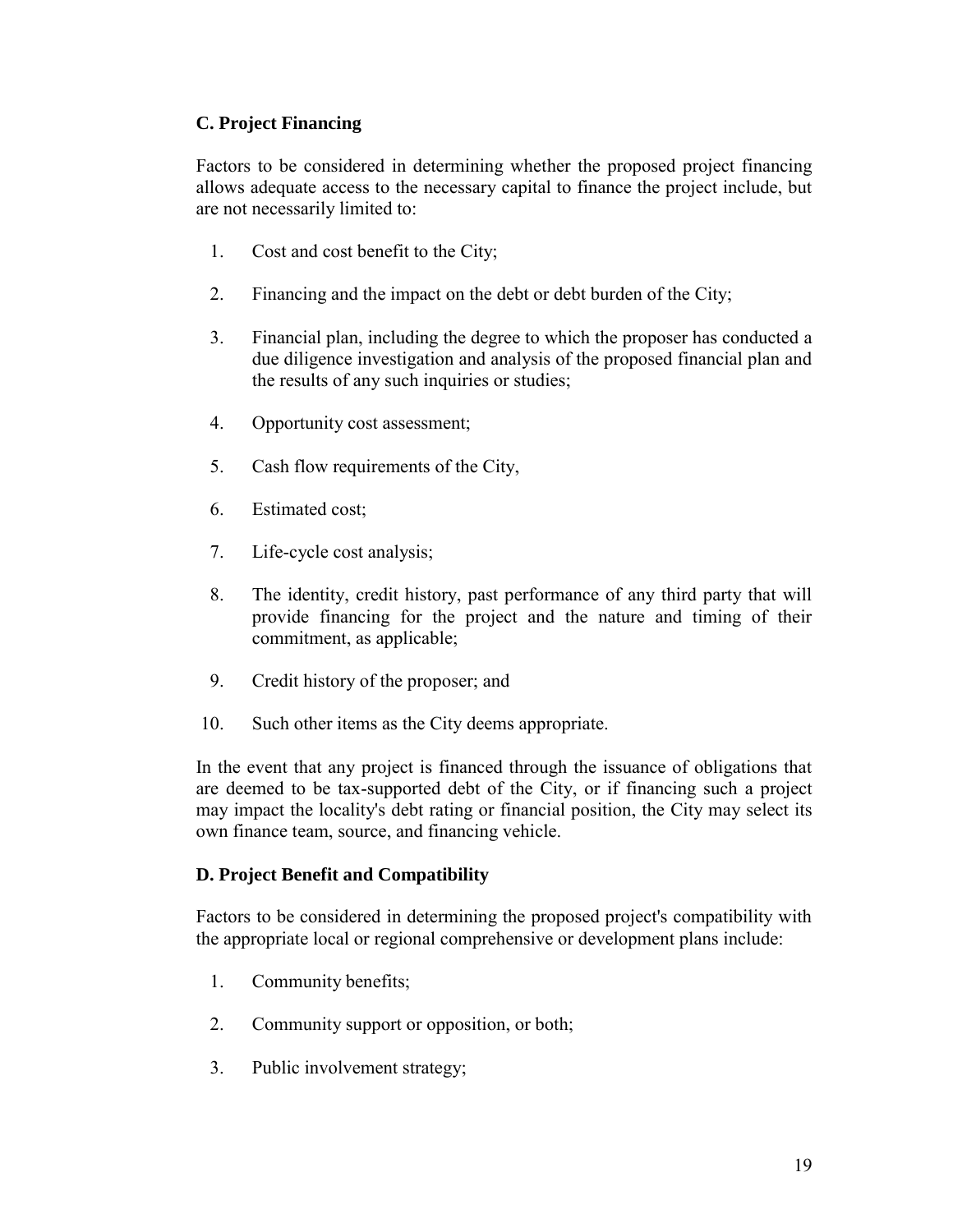### C. Project Financing

Factors to be considered in determining whether the proposed project financing allows adequate access to the necessary capital to finance the project include, but are not necessarily limited to:

1. Cost and cost benefit to the City;
2. Financing and the impact on the debt or debt burden of the City;
3. Financial plan, including the degree to which the proposer has conducted a due diligence investigation and analysis of the proposed financial plan and the results of any such inquiries or studies;
4. Opportunity cost assessment;
5. Cash flow requirements of the City,
6. Estimated cost;
7. Life-cycle cost analysis;
8. The identity, credit history, past performance of any third party that will provide financing for the project and the nature and timing of their commitment, as applicable;
9. Credit history of the proposer; and
10. Such other items as the City deems appropriate.

In the event that any project is financed through the issuance of obligations that are deemed to be tax-supported debt of the City, or if financing such a project may impact the locality's debt rating or financial position, the City may select its own finance team, source, and financing vehicle.

### D. Project Benefit and Compatibility

Factors to be considered in determining the proposed project's compatibility with the appropriate local or regional comprehensive or development plans include:

1. Community benefits;
2. Community support or opposition, or both;
3. Public involvement strategy;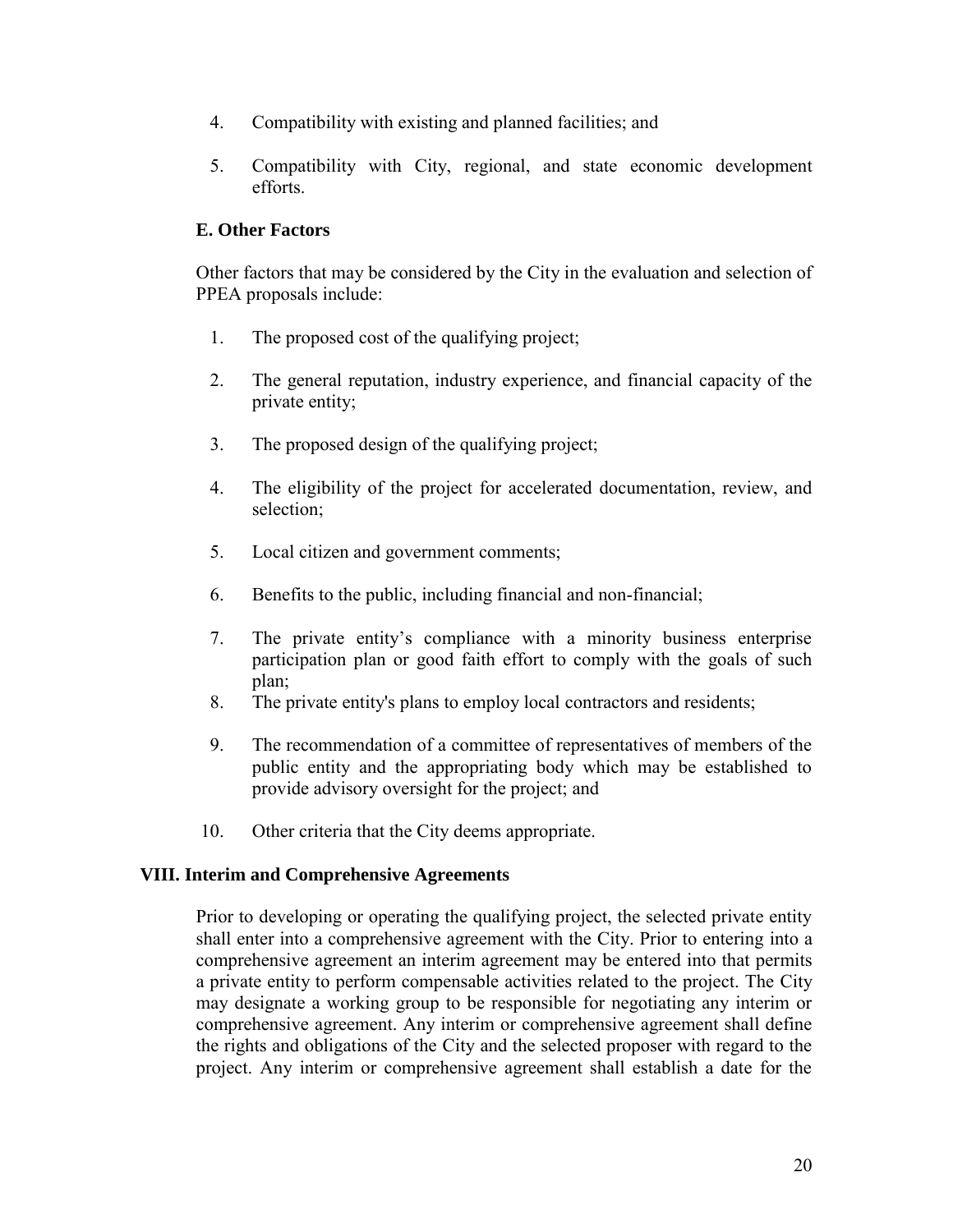4. Compatibility with existing and planned facilities; and

5. Compatibility with City, regional, and state economic development efforts.

### E. Other Factors

Other factors that may be considered by the City in the evaluation and selection of PPEA proposals include:

1. The proposed cost of the qualifying project;

2. The general reputation, industry experience, and financial capacity of the private entity;

3. The proposed design of the qualifying project;

4. The eligibility of the project for accelerated documentation, review, and selection;

5. Local citizen and government comments;

6. Benefits to the public, including financial and non-financial;

7. The private entity's compliance with a minority business enterprise participation plan or good faith effort to comply with the goals of such plan;

8. The private entity's plans to employ local contractors and residents;

9. The recommendation of a committee of representatives of members of the public entity and the appropriating body which may be established to provide advisory oversight for the project; and

10. Other criteria that the City deems appropriate.

## VIII. Interim and Comprehensive Agreements

Prior to developing or operating the qualifying project, the selected private entity shall enter into a comprehensive agreement with the City. Prior to entering into a comprehensive agreement an interim agreement may be entered into that permits a private entity to perform compensable activities related to the project. The City may designate a working group to be responsible for negotiating any interim or comprehensive agreement. Any interim or comprehensive agreement shall define the rights and obligations of the City and the selected proposer with regard to the project. Any interim or comprehensive agreement shall establish a date for the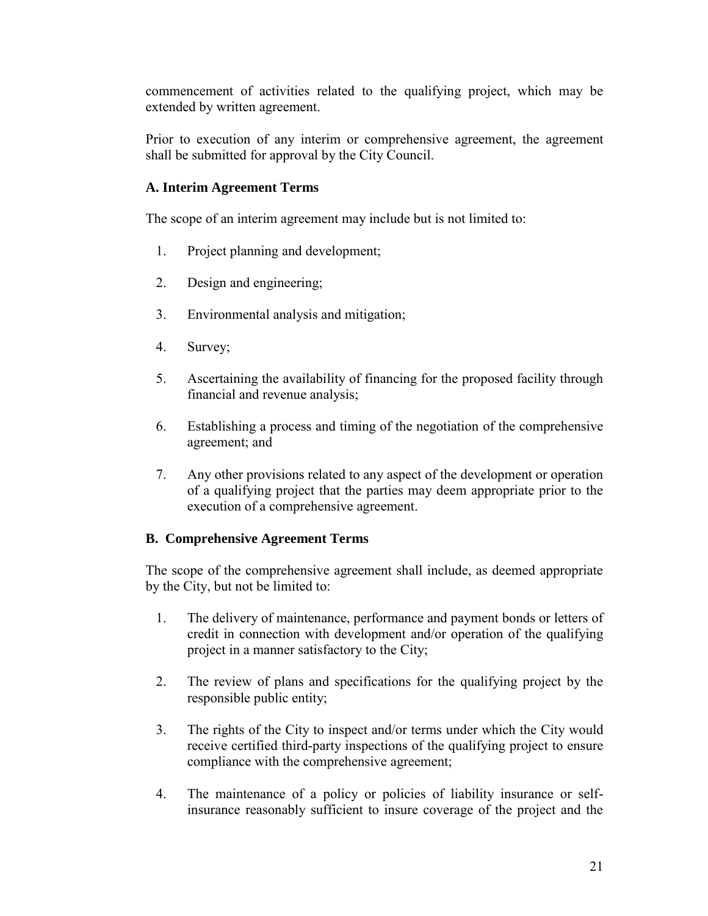commencement of activities related to the qualifying project, which may be extended by written agreement.

Prior to execution of any interim or comprehensive agreement, the agreement shall be submitted for approval by the City Council.

### A. Interim Agreement Terms

The scope of an interim agreement may include but is not limited to:

1. Project planning and development;
2. Design and engineering;
3. Environmental analysis and mitigation;
4. Survey;
5. Ascertaining the availability of financing for the proposed facility through financial and revenue analysis;
6. Establishing a process and timing of the negotiation of the comprehensive agreement; and
7. Any other provisions related to any aspect of the development or operation of a qualifying project that the parties may deem appropriate prior to the execution of a comprehensive agreement.

### B. Comprehensive Agreement Terms

The scope of the comprehensive agreement shall include, as deemed appropriate by the City, but not be limited to:

1. The delivery of maintenance, performance and payment bonds or letters of credit in connection with development and/or operation of the qualifying project in a manner satisfactory to the City;
2. The review of plans and specifications for the qualifying project by the responsible public entity;
3. The rights of the City to inspect and/or terms under which the City would receive certified third-party inspections of the qualifying project to ensure compliance with the comprehensive agreement;
4. The maintenance of a policy or policies of liability insurance or self-insurance reasonably sufficient to insure coverage of the project and the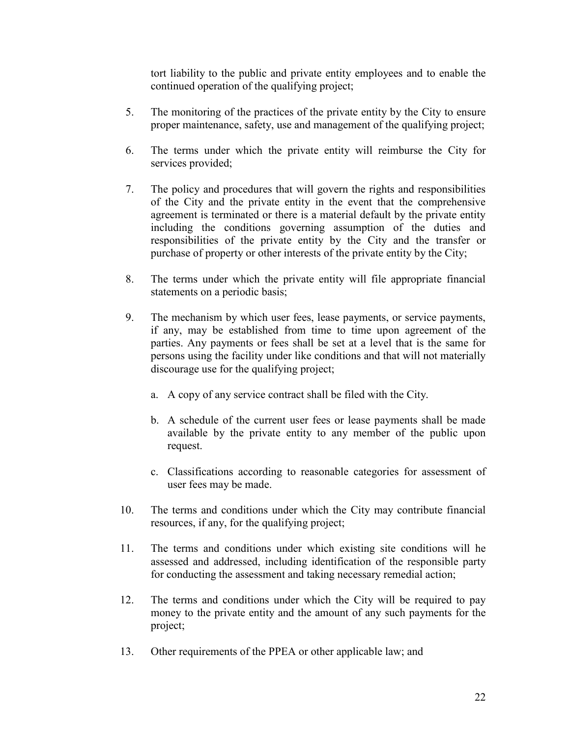tort liability to the public and private entity employees and to enable the continued operation of the qualifying project;

5. The monitoring of the practices of the private entity by the City to ensure proper maintenance, safety, use and management of the qualifying project;

6. The terms under which the private entity will reimburse the City for services provided;

7. The policy and procedures that will govern the rights and responsibilities of the City and the private entity in the event that the comprehensive agreement is terminated or there is a material default by the private entity including the conditions governing assumption of the duties and responsibilities of the private entity by the City and the transfer or purchase of property or other interests of the private entity by the City;

8. The terms under which the private entity will file appropriate financial statements on a periodic basis;

9. The mechanism by which user fees, lease payments, or service payments, if any, may be established from time to time upon agreement of the parties. Any payments or fees shall be set at a level that is the same for persons using the facility under like conditions and that will not materially discourage use for the qualifying project;

   a. A copy of any service contract shall be filed with the City.

   b. A schedule of the current user fees or lease payments shall be made available by the private entity to any member of the public upon request.

   c. Classifications according to reasonable categories for assessment of user fees may be made.

10. The terms and conditions under which the City may contribute financial resources, if any, for the qualifying project;

11. The terms and conditions under which existing site conditions will he assessed and addressed, including identification of the responsible party for conducting the assessment and taking necessary remedial action;

12. The terms and conditions under which the City will be required to pay money to the private entity and the amount of any such payments for the project;

13. Other requirements of the PPEA or other applicable law; and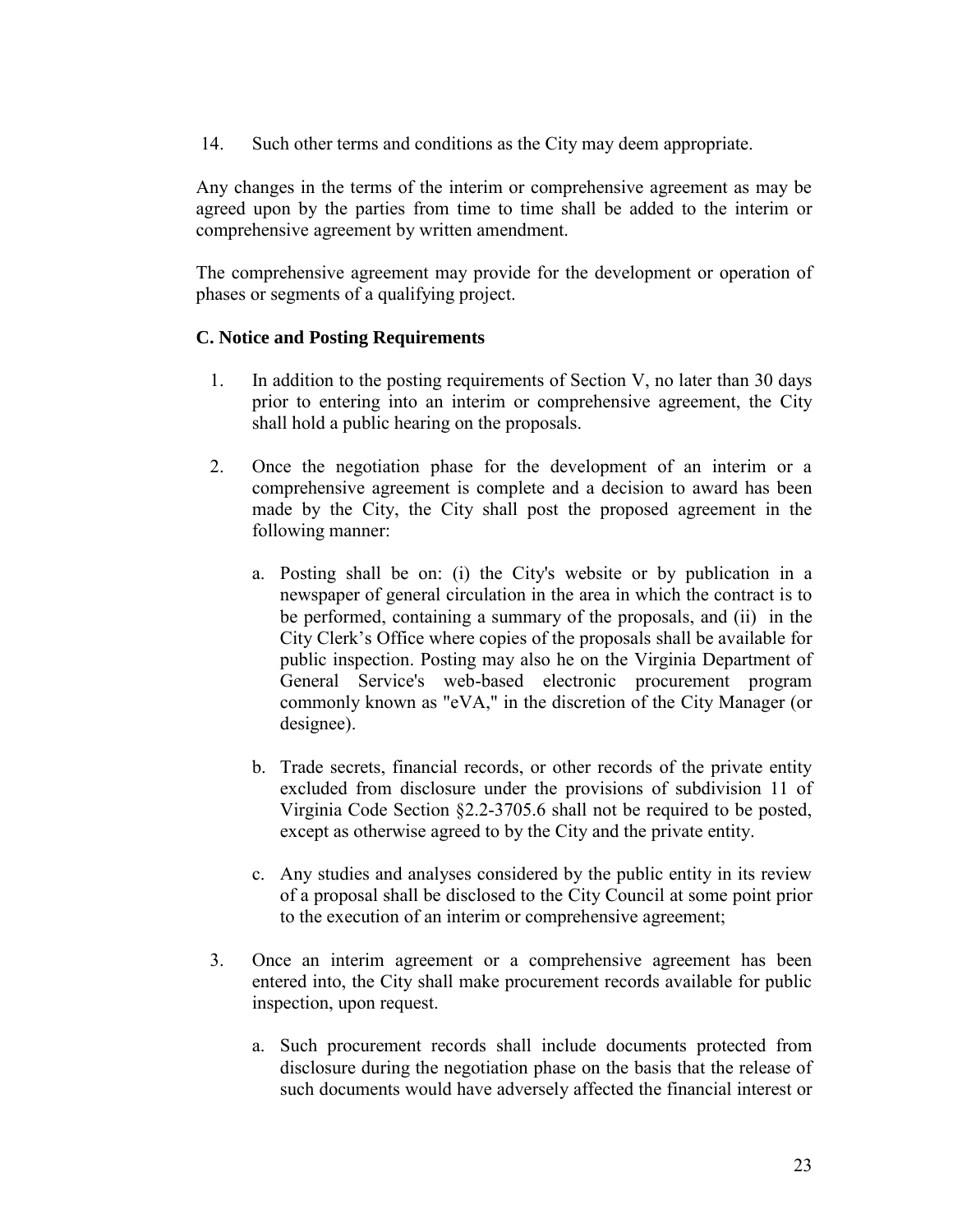14. Such other terms and conditions as the City may deem appropriate.

Any changes in the terms of the interim or comprehensive agreement as may be agreed upon by the parties from time to time shall be added to the interim or comprehensive agreement by written amendment.

The comprehensive agreement may provide for the development or operation of phases or segments of a qualifying project.

**C. Notice and Posting Requirements**

1. In addition to the posting requirements of Section V, no later than 30 days prior to entering into an interim or comprehensive agreement, the City shall hold a public hearing on the proposals.

2. Once the negotiation phase for the development of an interim or a comprehensive agreement is complete and a decision to award has been made by the City, the City shall post the proposed agreement in the following manner:

   a. Posting shall be on: (i) the City's website or by publication in a newspaper of general circulation in the area in which the contract is to be performed, containing a summary of the proposals, and (ii) in the City Clerk's Office where copies of the proposals shall be available for public inspection. Posting may also he on the Virginia Department of General Service's web-based electronic procurement program commonly known as "eVA," in the discretion of the City Manager (or designee).

   b. Trade secrets, financial records, or other records of the private entity excluded from disclosure under the provisions of subdivision 11 of Virginia Code Section §2.2-3705.6 shall not be required to be posted, except as otherwise agreed to by the City and the private entity.

   c. Any studies and analyses considered by the public entity in its review of a proposal shall be disclosed to the City Council at some point prior to the execution of an interim or comprehensive agreement;

3. Once an interim agreement or a comprehensive agreement has been entered into, the City shall make procurement records available for public inspection, upon request.

   a. Such procurement records shall include documents protected from disclosure during the negotiation phase on the basis that the release of such documents would have adversely affected the financial interest or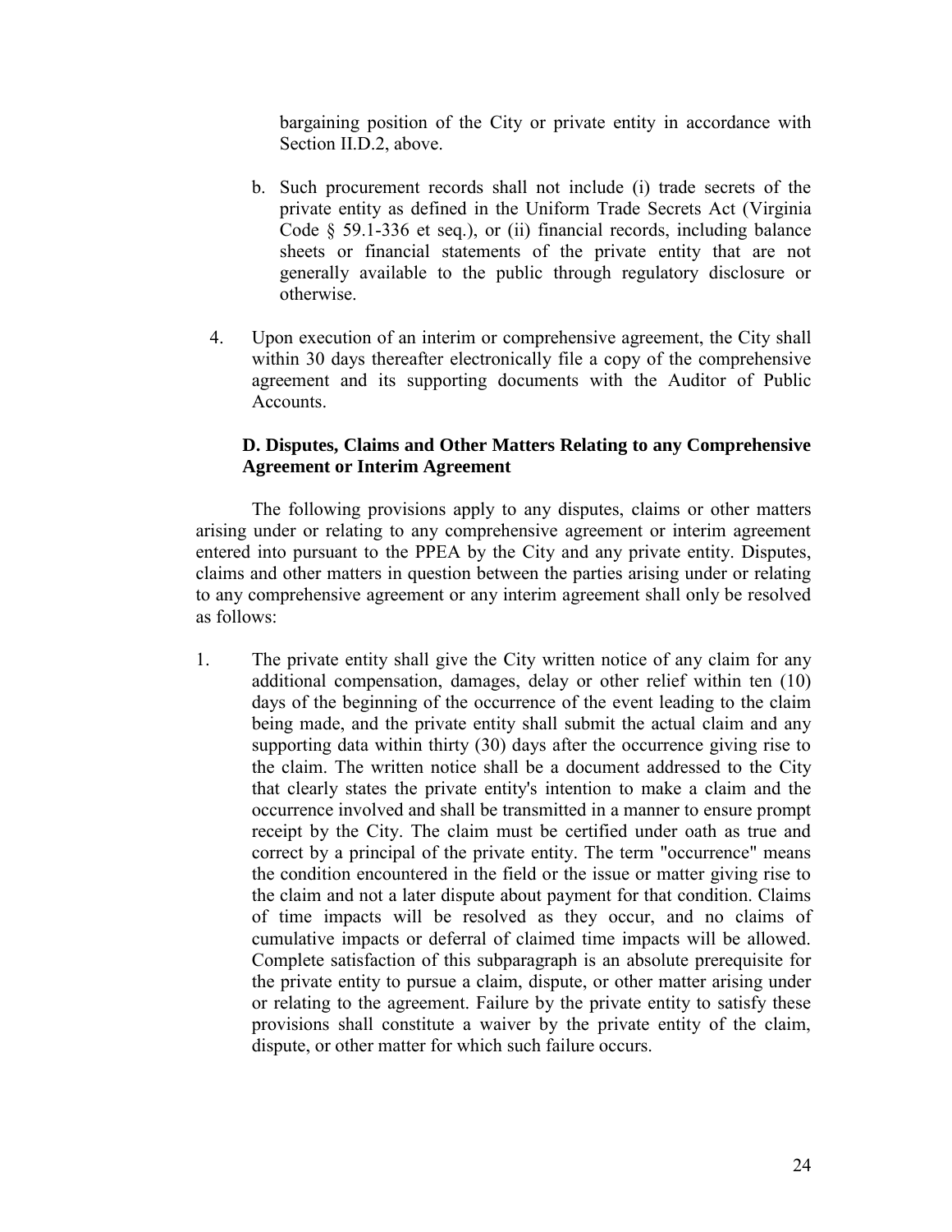bargaining position of the City or private entity in accordance with Section II.D.2, above.

b. Such procurement records shall not include (i) trade secrets of the private entity as defined in the Uniform Trade Secrets Act (Virginia Code § 59.1-336 et seq.), or (ii) financial records, including balance sheets or financial statements of the private entity that are not generally available to the public through regulatory disclosure or otherwise.

4. Upon execution of an interim or comprehensive agreement, the City shall within 30 days thereafter electronically file a copy of the comprehensive agreement and its supporting documents with the Auditor of Public Accounts.

**D. Disputes, Claims and Other Matters Relating to any Comprehensive Agreement or Interim Agreement**

The following provisions apply to any disputes, claims or other matters arising under or relating to any comprehensive agreement or interim agreement entered into pursuant to the PPEA by the City and any private entity. Disputes, claims and other matters in question between the parties arising under or relating to any comprehensive agreement or any interim agreement shall only be resolved as follows:

1. The private entity shall give the City written notice of any claim for any additional compensation, damages, delay or other relief within ten (10) days of the beginning of the occurrence of the event leading to the claim being made, and the private entity shall submit the actual claim and any supporting data within thirty (30) days after the occurrence giving rise to the claim. The written notice shall be a document addressed to the City that clearly states the private entity's intention to make a claim and the occurrence involved and shall be transmitted in a manner to ensure prompt receipt by the City. The claim must be certified under oath as true and correct by a principal of the private entity. The term "occurrence" means the condition encountered in the field or the issue or matter giving rise to the claim and not a later dispute about payment for that condition. Claims of time impacts will be resolved as they occur, and no claims of cumulative impacts or deferral of claimed time impacts will be allowed. Complete satisfaction of this subparagraph is an absolute prerequisite for the private entity to pursue a claim, dispute, or other matter arising under or relating to the agreement. Failure by the private entity to satisfy these provisions shall constitute a waiver by the private entity of the claim, dispute, or other matter for which such failure occurs.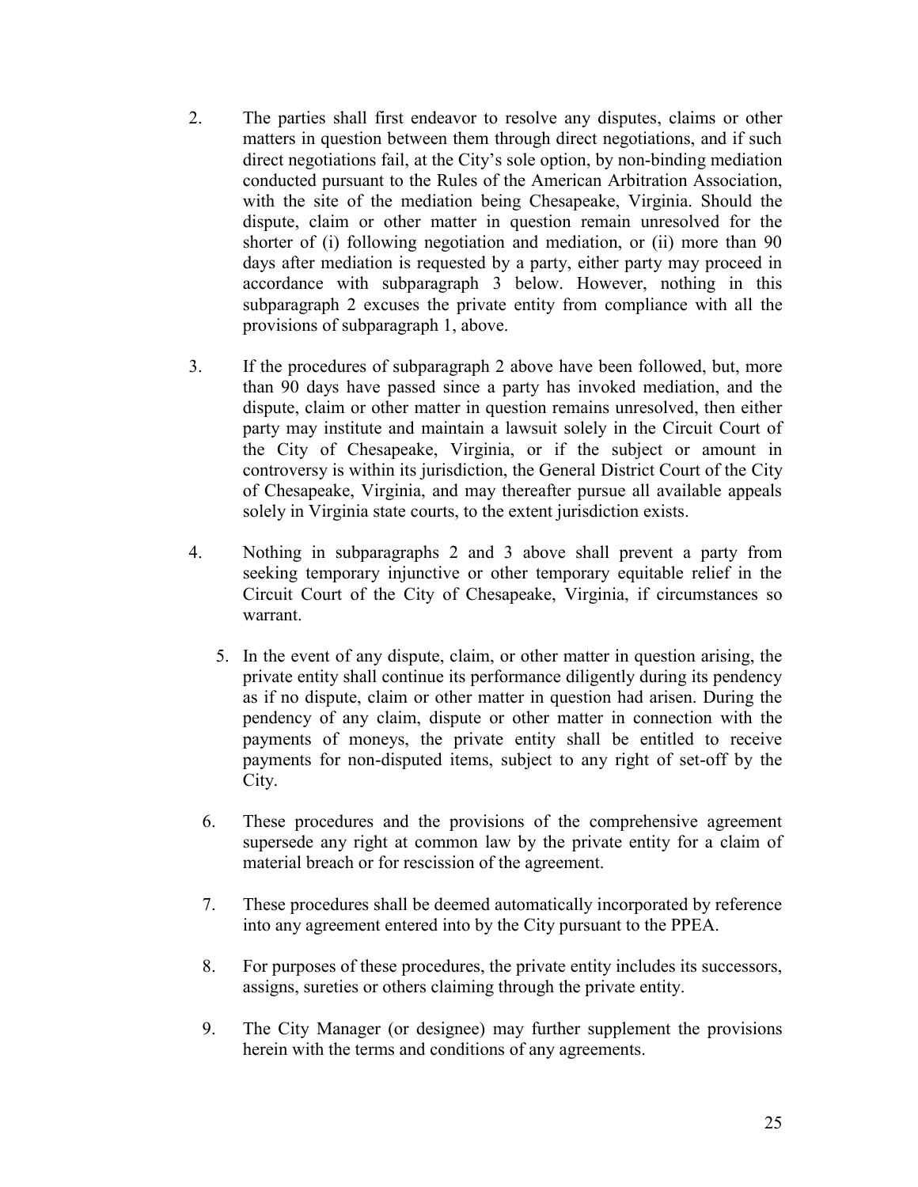2. The parties shall first endeavor to resolve any disputes, claims or other matters in question between them through direct negotiations, and if such direct negotiations fail, at the City's sole option, by non-binding mediation conducted pursuant to the Rules of the American Arbitration Association, with the site of the mediation being Chesapeake, Virginia. Should the dispute, claim or other matter in question remain unresolved for the shorter of (i) following negotiation and mediation, or (ii) more than 90 days after mediation is requested by a party, either party may proceed in accordance with subparagraph 3 below. However, nothing in this subparagraph 2 excuses the private entity from compliance with all the provisions of subparagraph 1, above.

3. If the procedures of subparagraph 2 above have been followed, but, more than 90 days have passed since a party has invoked mediation, and the dispute, claim or other matter in question remains unresolved, then either party may institute and maintain a lawsuit solely in the Circuit Court of the City of Chesapeake, Virginia, or if the subject or amount in controversy is within its jurisdiction, the General District Court of the City of Chesapeake, Virginia, and may thereafter pursue all available appeals solely in Virginia state courts, to the extent jurisdiction exists.

4. Nothing in subparagraphs 2 and 3 above shall prevent a party from seeking temporary injunctive or other temporary equitable relief in the Circuit Court of the City of Chesapeake, Virginia, if circumstances so warrant.

5. In the event of any dispute, claim, or other matter in question arising, the private entity shall continue its performance diligently during its pendency as if no dispute, claim or other matter in question had arisen. During the pendency of any claim, dispute or other matter in connection with the payments of moneys, the private entity shall be entitled to receive payments for non-disputed items, subject to any right of set-off by the City.

6. These procedures and the provisions of the comprehensive agreement supersede any right at common law by the private entity for a claim of material breach or for rescission of the agreement.

7. These procedures shall be deemed automatically incorporated by reference into any agreement entered into by the City pursuant to the PPEA.

8. For purposes of these procedures, the private entity includes its successors, assigns, sureties or others claiming through the private entity.

9. The City Manager (or designee) may further supplement the provisions herein with the terms and conditions of any agreements.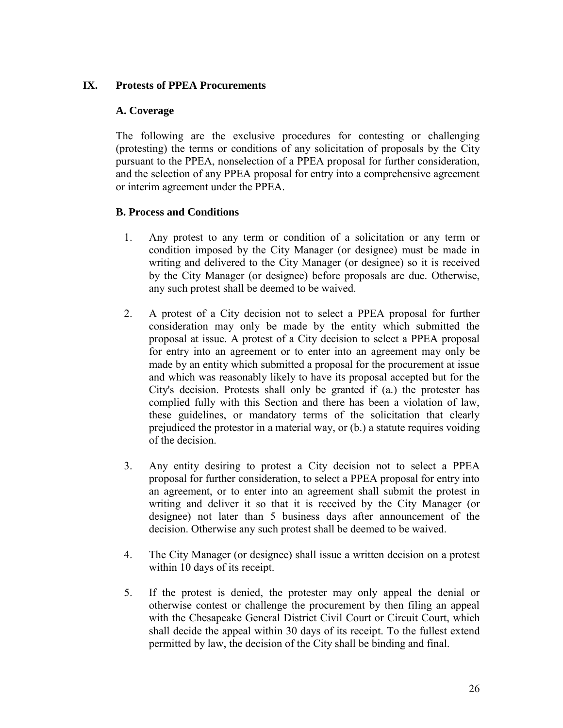## IX. Protests of PPEA Procurements

### A. Coverage

The following are the exclusive procedures for contesting or challenging (protesting) the terms or conditions of any solicitation of proposals by the City pursuant to the PPEA, nonselection of a PPEA proposal for further consideration, and the selection of any PPEA proposal for entry into a comprehensive agreement or interim agreement under the PPEA.

### B. Process and Conditions

1. Any protest to any term or condition of a solicitation or any term or condition imposed by the City Manager (or designee) must be made in writing and delivered to the City Manager (or designee) so it is received by the City Manager (or designee) before proposals are due. Otherwise, any such protest shall be deemed to be waived.

2. A protest of a City decision not to select a PPEA proposal for further consideration may only be made by the entity which submitted the proposal at issue. A protest of a City decision to select a PPEA proposal for entry into an agreement or to enter into an agreement may only be made by an entity which submitted a proposal for the procurement at issue and which was reasonably likely to have its proposal accepted but for the City's decision. Protests shall only be granted if (a.) the protester has complied fully with this Section and there has been a violation of law, these guidelines, or mandatory terms of the solicitation that clearly prejudiced the protestor in a material way, or (b.) a statute requires voiding of the decision.

3. Any entity desiring to protest a City decision not to select a PPEA proposal for further consideration, to select a PPEA proposal for entry into an agreement, or to enter into an agreement shall submit the protest in writing and deliver it so that it is received by the City Manager (or designee) not later than 5 business days after announcement of the decision. Otherwise any such protest shall be deemed to be waived.

4. The City Manager (or designee) shall issue a written decision on a protest within 10 days of its receipt.

5. If the protest is denied, the protester may only appeal the denial or otherwise contest or challenge the procurement by then filing an appeal with the Chesapeake General District Civil Court or Circuit Court, which shall decide the appeal within 30 days of its receipt. To the fullest extend permitted by law, the decision of the City shall be binding and final.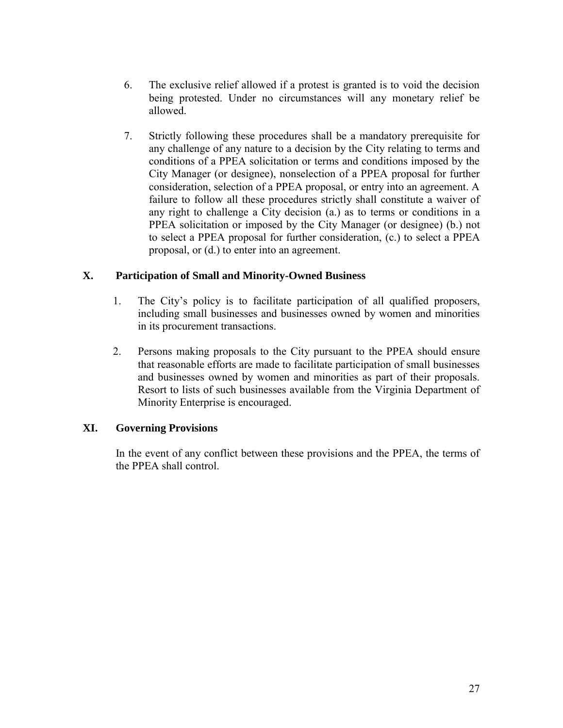6. The exclusive relief allowed if a protest is granted is to void the decision being protested. Under no circumstances will any monetary relief be allowed.

7. Strictly following these procedures shall be a mandatory prerequisite for any challenge of any nature to a decision by the City relating to terms and conditions of a PPEA solicitation or terms and conditions imposed by the City Manager (or designee), nonselection of a PPEA proposal for further consideration, selection of a PPEA proposal, or entry into an agreement. A failure to follow all these procedures strictly shall constitute a waiver of any right to challenge a City decision (a.) as to terms or conditions in a PPEA solicitation or imposed by the City Manager (or designee) (b.) not to select a PPEA proposal for further consideration, (c.) to select a PPEA proposal, or (d.) to enter into an agreement.

## X. Participation of Small and Minority-Owned Business

1. The City's policy is to facilitate participation of all qualified proposers, including small businesses and businesses owned by women and minorities in its procurement transactions.

2. Persons making proposals to the City pursuant to the PPEA should ensure that reasonable efforts are made to facilitate participation of small businesses and businesses owned by women and minorities as part of their proposals. Resort to lists of such businesses available from the Virginia Department of Minority Enterprise is encouraged.

## XI. Governing Provisions

In the event of any conflict between these provisions and the PPEA, the terms of the PPEA shall control.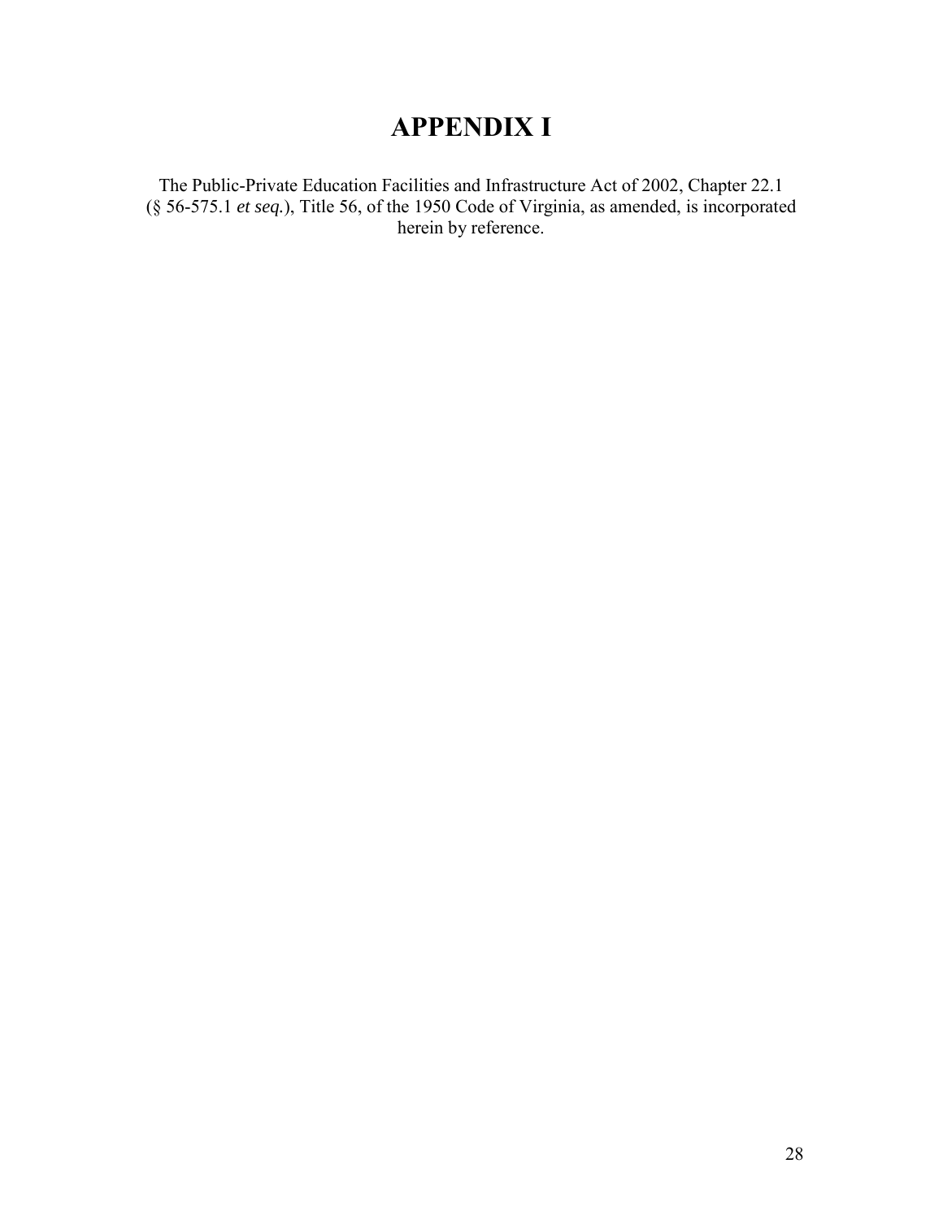# APPENDIX I

The Public-Private Education Facilities and Infrastructure Act of 2002, Chapter 22.1 (§ 56-575.1 *et seq.*), Title 56, of the 1950 Code of Virginia, as amended, is incorporated herein by reference.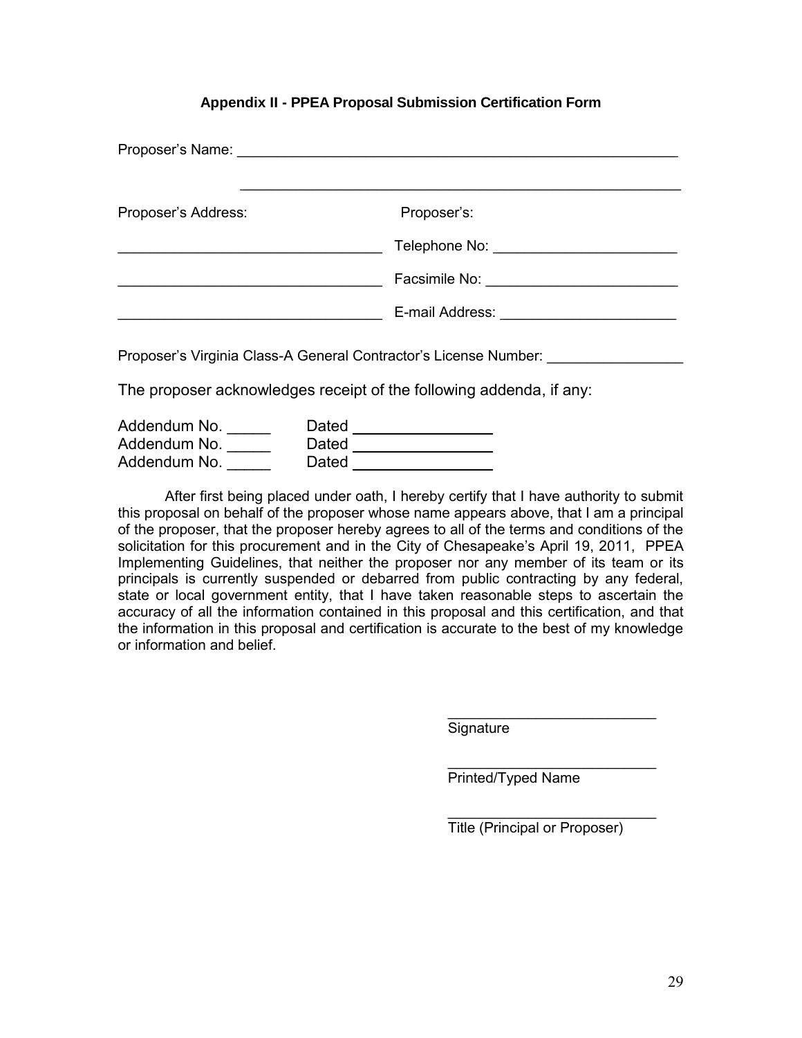### Appendix II - PPEA Proposal Submission Certification Form

Proposer's Name: ________________________________________________________

________________________________________________________

| Proposer's Address: | Proposer's: |
|---|---|
| ________________________________ | Telephone No: ______________________ |
| ________________________________ | Facsimile No: ______________________ |
| ________________________________ | E-mail Address: ______________________ |

Proposer's Virginia Class-A General Contractor's License Number: ________________

The proposer acknowledges receipt of the following addenda, if any:

Addendum No. _____ Dated ________________
Addendum No. _____ Dated ________________
Addendum No. _____ Dated ________________

After first being placed under oath, I hereby certify that I have authority to submit this proposal on behalf of the proposer whose name appears above, that I am a principal of the proposer, that the proposer hereby agrees to all of the terms and conditions of the solicitation for this procurement and in the City of Chesapeake's April 19, 2011, PPEA Implementing Guidelines, that neither the proposer nor any member of its team or its principals is currently suspended or debarred from public contracting by any federal, state or local government entity, that I have taken reasonable steps to ascertain the accuracy of all the information contained in this proposal and this certification, and that the information in this proposal and certification is accurate to the best of my knowledge or information and belief.

__________________________
Signature

__________________________
Printed/Typed Name

__________________________
Title (Principal or Proposer)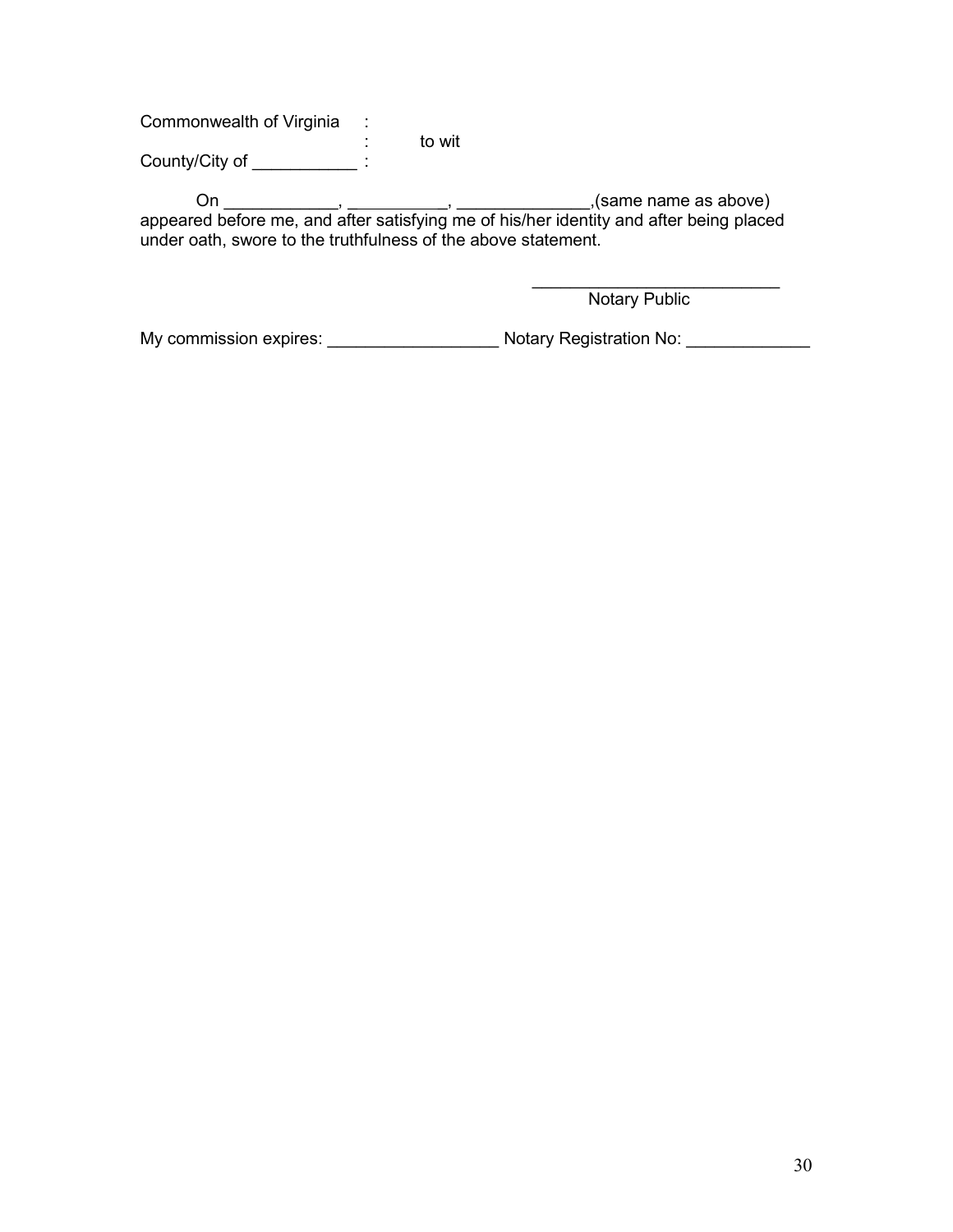Commonwealth of Virginia :
: to wit
County/City of ___________ :

On ____________, ___________, ______________,(same name as above) appeared before me, and after satisfying me of his/her identity and after being placed under oath, swore to the truthfulness of the above statement.

___________________________
Notary Public

My commission expires: __________________ Notary Registration No: _____________